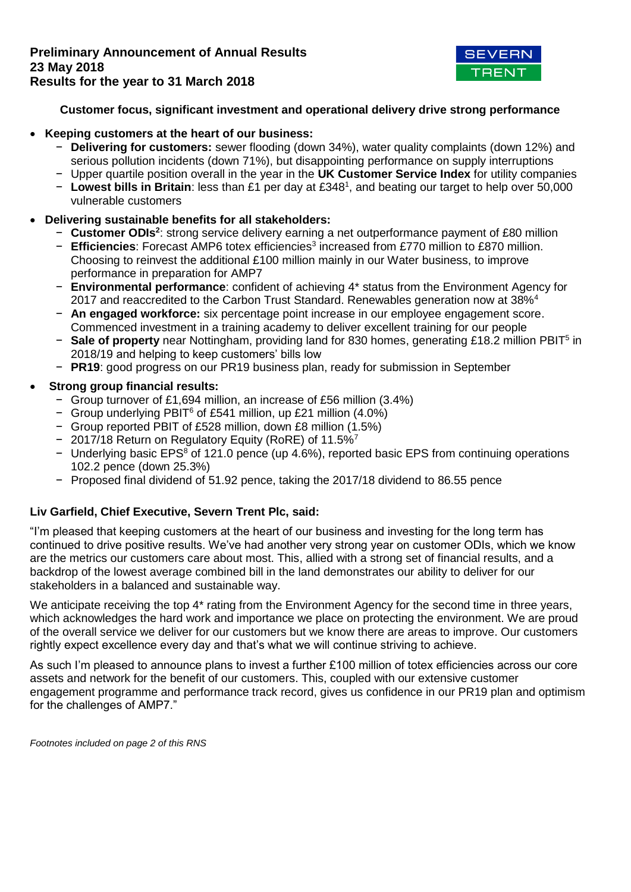**Preliminary Announcement of Annual Results**
**23 May 2018**
**Results for the year to 31 March 2018**

SEVERN TRENT

**Customer focus, significant investment and operational delivery drive strong performance**

- **Keeping customers at the heart of our business:**
  - **Delivering for customers:** sewer flooding (down 34%), water quality complaints (down 12%) and serious pollution incidents (down 71%), but disappointing performance on supply interruptions
  - Upper quartile position overall in the year in the **UK Customer Service Index** for utility companies
  - **Lowest bills in Britain**: less than £1 per day at £348[1], and beating our target to help over 50,000 vulnerable customers
- **Delivering sustainable benefits for all stakeholders:**
  - **Customer ODIs[2]**: strong service delivery earning a net outperformance payment of £80 million
  - **Efficiencies**: Forecast AMP6 totex efficiencies[3] increased from £770 million to £870 million. Choosing to reinvest the additional £100 million mainly in our Water business, to improve performance in preparation for AMP7
  - **Environmental performance**: confident of achieving 4* status from the Environment Agency for 2017 and reaccredited to the Carbon Trust Standard. Renewables generation now at 38%[4]
  - **An engaged workforce:** six percentage point increase in our employee engagement score. Commenced investment in a training academy to deliver excellent training for our people
  - **Sale of property** near Nottingham, providing land for 830 homes, generating £18.2 million PBIT[5] in 2018/19 and helping to keep customers' bills low
  - **PR19**: good progress on our PR19 business plan, ready for submission in September
- **Strong group financial results:**
  - Group turnover of £1,694 million, an increase of £56 million (3.4%)
  - Group underlying PBIT[6] of £541 million, up £21 million (4.0%)
  - Group reported PBIT of £528 million, down £8 million (1.5%)
  - 2017/18 Return on Regulatory Equity (RoRE) of 11.5%[7]
  - Underlying basic EPS[8] of 121.0 pence (up 4.6%), reported basic EPS from continuing operations 102.2 pence (down 25.3%)
  - Proposed final dividend of 51.92 pence, taking the 2017/18 dividend to 86.55 pence

**Liv Garfield, Chief Executive, Severn Trent Plc, said:**

"I'm pleased that keeping customers at the heart of our business and investing for the long term has continued to drive positive results. We've had another very strong year on customer ODIs, which we know are the metrics our customers care about most. This, allied with a strong set of financial results, and a backdrop of the lowest average combined bill in the land demonstrates our ability to deliver for our stakeholders in a balanced and sustainable way.

We anticipate receiving the top 4* rating from the Environment Agency for the second time in three years, which acknowledges the hard work and importance we place on protecting the environment. We are proud of the overall service we deliver for our customers but we know there are areas to improve. Our customers rightly expect excellence every day and that's what we will continue striving to achieve.

As such I'm pleased to announce plans to invest a further £100 million of totex efficiencies across our core assets and network for the benefit of our customers. This, coupled with our extensive customer engagement programme and performance track record, gives us confidence in our PR19 plan and optimism for the challenges of AMP7."

*Footnotes included on page 2 of this RNS*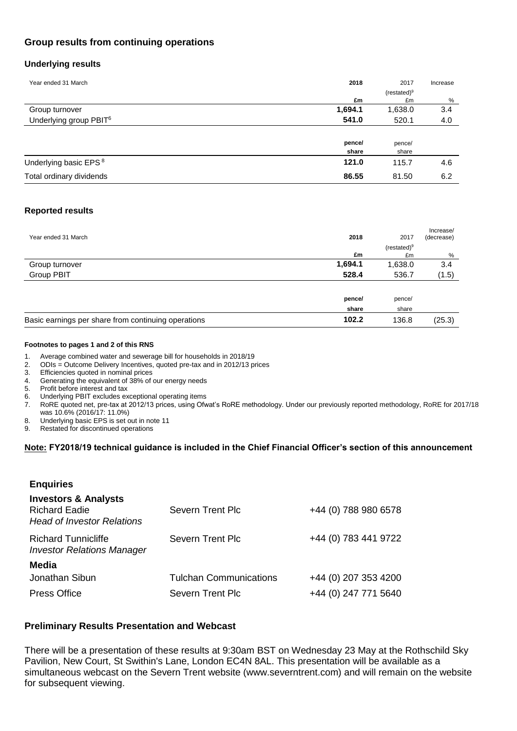## Group results from continuing operations

### Underlying results

| Year ended 31 March | 2018 | 2017 (restated)[9] | Increase |
|---|---|---|---|
| | **£m** | £m | % |
| Group turnover | **1,694.1** | 1,638.0 | 3.4 |
| Underlying group PBIT[6] | **541.0** | 520.1 | 4.0 |
| | **pence/ share** | pence/ share | |
| Underlying basic EPS[8] | **121.0** | 115.7 | 4.6 |
| Total ordinary dividends | **86.55** | 81.50 | 6.2 |

### Reported results

| Year ended 31 March | 2018 | 2017 (restated)[9] | Increase/ (decrease) |
|---|---|---|---|
| | **£m** | £m | % |
| Group turnover | **1,694.1** | 1,638.0 | 3.4 |
| Group PBIT | **528.4** | 536.7 | (1.5) |
| | **pence/ share** | pence/ share | |
| Basic earnings per share from continuing operations | **102.2** | 136.8 | (25.3) |

#### Footnotes to pages 1 and 2 of this RNS

1. Average combined water and sewerage bill for households in 2018/19
2. ODIs = Outcome Delivery Incentives, quoted pre-tax and in 2012/13 prices
3. Efficiencies quoted in nominal prices
4. Generating the equivalent of 38% of our energy needs
5. Profit before interest and tax
6. Underlying PBIT excludes exceptional operating items
7. RoRE quoted net, pre-tax at 2012/13 prices, using Ofwat's RoRE methodology. Under our previously reported methodology, RoRE for 2017/18 was 10.6% (2016/17: 11.0%)
8. Underlying basic EPS is set out in note 11
9. Restated for discontinued operations

**Note: FY2018/19 technical guidance is included in the Chief Financial Officer's section of this announcement**

### Enquiries

| | | |
|---|---|---|
| **Investors & Analysts** | | |
| Richard Eadie<br>*Head of Investor Relations* | Severn Trent Plc | +44 (0) 788 980 6578 |
| Richard Tunnicliffe<br>*Investor Relations Manager* | Severn Trent Plc | +44 (0) 783 441 9722 |
| **Media** | | |
| Jonathan Sibun | Tulchan Communications | +44 (0) 207 353 4200 |
| Press Office | Severn Trent Plc | +44 (0) 247 771 5640 |

### Preliminary Results Presentation and Webcast

There will be a presentation of these results at 9:30am BST on Wednesday 23 May at the Rothschild Sky Pavilion, New Court, St Swithin's Lane, London EC4N 8AL. This presentation will be available as a simultaneous webcast on the Severn Trent website (www.severntrent.com) and will remain on the website for subsequent viewing.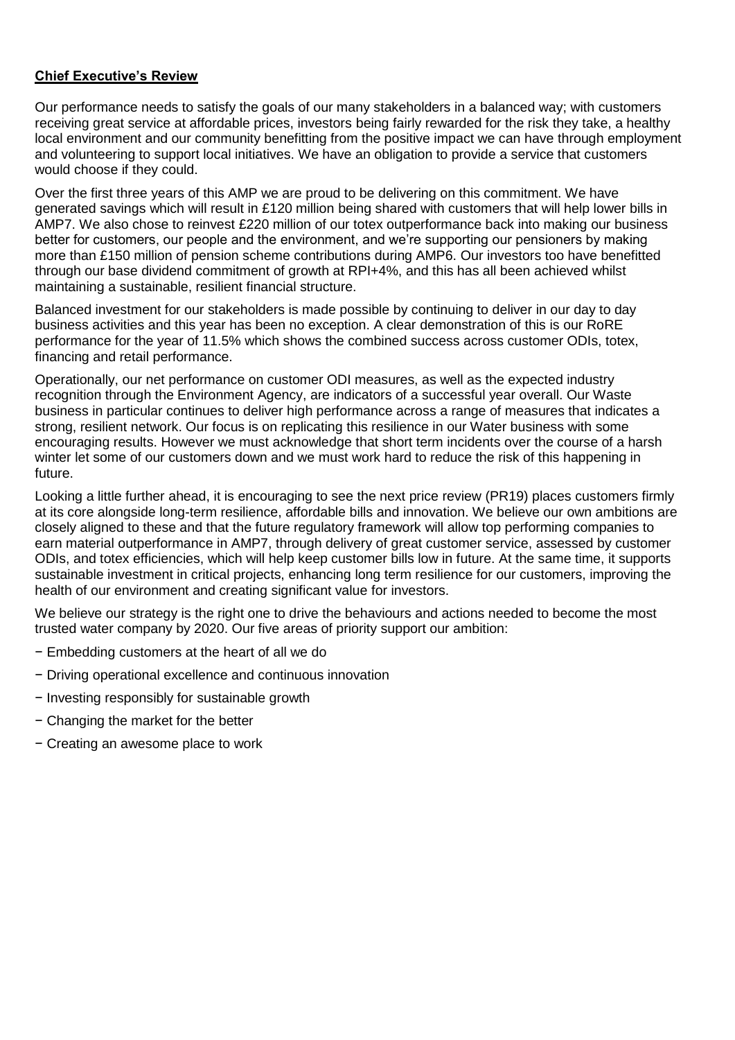## Chief Executive's Review

Our performance needs to satisfy the goals of our many stakeholders in a balanced way; with customers receiving great service at affordable prices, investors being fairly rewarded for the risk they take, a healthy local environment and our community benefitting from the positive impact we can have through employment and volunteering to support local initiatives. We have an obligation to provide a service that customers would choose if they could.

Over the first three years of this AMP we are proud to be delivering on this commitment. We have generated savings which will result in £120 million being shared with customers that will help lower bills in AMP7. We also chose to reinvest £220 million of our totex outperformance back into making our business better for customers, our people and the environment, and we're supporting our pensioners by making more than £150 million of pension scheme contributions during AMP6. Our investors too have benefitted through our base dividend commitment of growth at RPI+4%, and this has all been achieved whilst maintaining a sustainable, resilient financial structure.

Balanced investment for our stakeholders is made possible by continuing to deliver in our day to day business activities and this year has been no exception. A clear demonstration of this is our RoRE performance for the year of 11.5% which shows the combined success across customer ODIs, totex, financing and retail performance.

Operationally, our net performance on customer ODI measures, as well as the expected industry recognition through the Environment Agency, are indicators of a successful year overall. Our Waste business in particular continues to deliver high performance across a range of measures that indicates a strong, resilient network. Our focus is on replicating this resilience in our Water business with some encouraging results. However we must acknowledge that short term incidents over the course of a harsh winter let some of our customers down and we must work hard to reduce the risk of this happening in future.

Looking a little further ahead, it is encouraging to see the next price review (PR19) places customers firmly at its core alongside long-term resilience, affordable bills and innovation. We believe our own ambitions are closely aligned to these and that the future regulatory framework will allow top performing companies to earn material outperformance in AMP7, through delivery of great customer service, assessed by customer ODIs, and totex efficiencies, which will help keep customer bills low in future. At the same time, it supports sustainable investment in critical projects, enhancing long term resilience for our customers, improving the health of our environment and creating significant value for investors.

We believe our strategy is the right one to drive the behaviours and actions needed to become the most trusted water company by 2020. Our five areas of priority support our ambition:

- Embedding customers at the heart of all we do
- Driving operational excellence and continuous innovation
- Investing responsibly for sustainable growth
- Changing the market for the better
- Creating an awesome place to work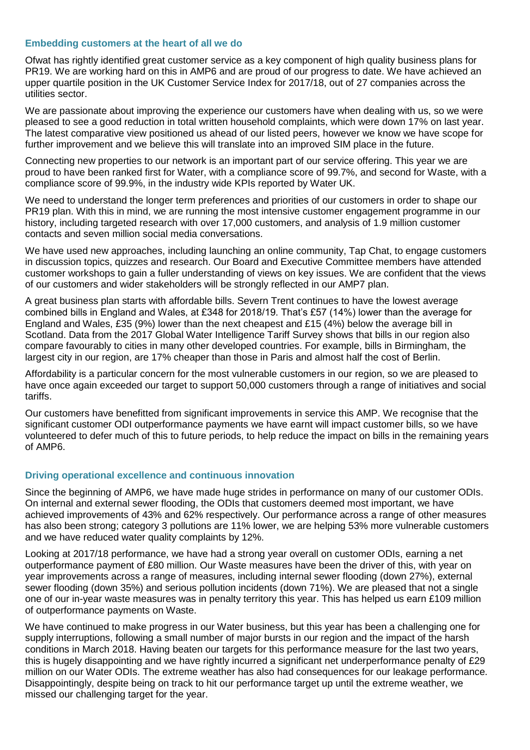### Embedding customers at the heart of all we do

Ofwat has rightly identified great customer service as a key component of high quality business plans for PR19. We are working hard on this in AMP6 and are proud of our progress to date. We have achieved an upper quartile position in the UK Customer Service Index for 2017/18, out of 27 companies across the utilities sector.

We are passionate about improving the experience our customers have when dealing with us, so we were pleased to see a good reduction in total written household complaints, which were down 17% on last year. The latest comparative view positioned us ahead of our listed peers, however we know we have scope for further improvement and we believe this will translate into an improved SIM place in the future.

Connecting new properties to our network is an important part of our service offering. This year we are proud to have been ranked first for Water, with a compliance score of 99.7%, and second for Waste, with a compliance score of 99.9%, in the industry wide KPIs reported by Water UK.

We need to understand the longer term preferences and priorities of our customers in order to shape our PR19 plan. With this in mind, we are running the most intensive customer engagement programme in our history, including targeted research with over 17,000 customers, and analysis of 1.9 million customer contacts and seven million social media conversations.

We have used new approaches, including launching an online community, Tap Chat, to engage customers in discussion topics, quizzes and research. Our Board and Executive Committee members have attended customer workshops to gain a fuller understanding of views on key issues. We are confident that the views of our customers and wider stakeholders will be strongly reflected in our AMP7 plan.

A great business plan starts with affordable bills. Severn Trent continues to have the lowest average combined bills in England and Wales, at £348 for 2018/19. That's £57 (14%) lower than the average for England and Wales, £35 (9%) lower than the next cheapest and £15 (4%) below the average bill in Scotland. Data from the 2017 Global Water Intelligence Tariff Survey shows that bills in our region also compare favourably to cities in many other developed countries. For example, bills in Birmingham, the largest city in our region, are 17% cheaper than those in Paris and almost half the cost of Berlin.

Affordability is a particular concern for the most vulnerable customers in our region, so we are pleased to have once again exceeded our target to support 50,000 customers through a range of initiatives and social tariffs.

Our customers have benefitted from significant improvements in service this AMP. We recognise that the significant customer ODI outperformance payments we have earnt will impact customer bills, so we have volunteered to defer much of this to future periods, to help reduce the impact on bills in the remaining years of AMP6.

### Driving operational excellence and continuous innovation

Since the beginning of AMP6, we have made huge strides in performance on many of our customer ODIs. On internal and external sewer flooding, the ODIs that customers deemed most important, we have achieved improvements of 43% and 62% respectively. Our performance across a range of other measures has also been strong; category 3 pollutions are 11% lower, we are helping 53% more vulnerable customers and we have reduced water quality complaints by 12%.

Looking at 2017/18 performance, we have had a strong year overall on customer ODIs, earning a net outperformance payment of £80 million. Our Waste measures have been the driver of this, with year on year improvements across a range of measures, including internal sewer flooding (down 27%), external sewer flooding (down 35%) and serious pollution incidents (down 71%). We are pleased that not a single one of our in-year waste measures was in penalty territory this year. This has helped us earn £109 million of outperformance payments on Waste.

We have continued to make progress in our Water business, but this year has been a challenging one for supply interruptions, following a small number of major bursts in our region and the impact of the harsh conditions in March 2018. Having beaten our targets for this performance measure for the last two years, this is hugely disappointing and we have rightly incurred a significant net underperformance penalty of £29 million on our Water ODIs. The extreme weather has also had consequences for our leakage performance. Disappointingly, despite being on track to hit our performance target up until the extreme weather, we missed our challenging target for the year.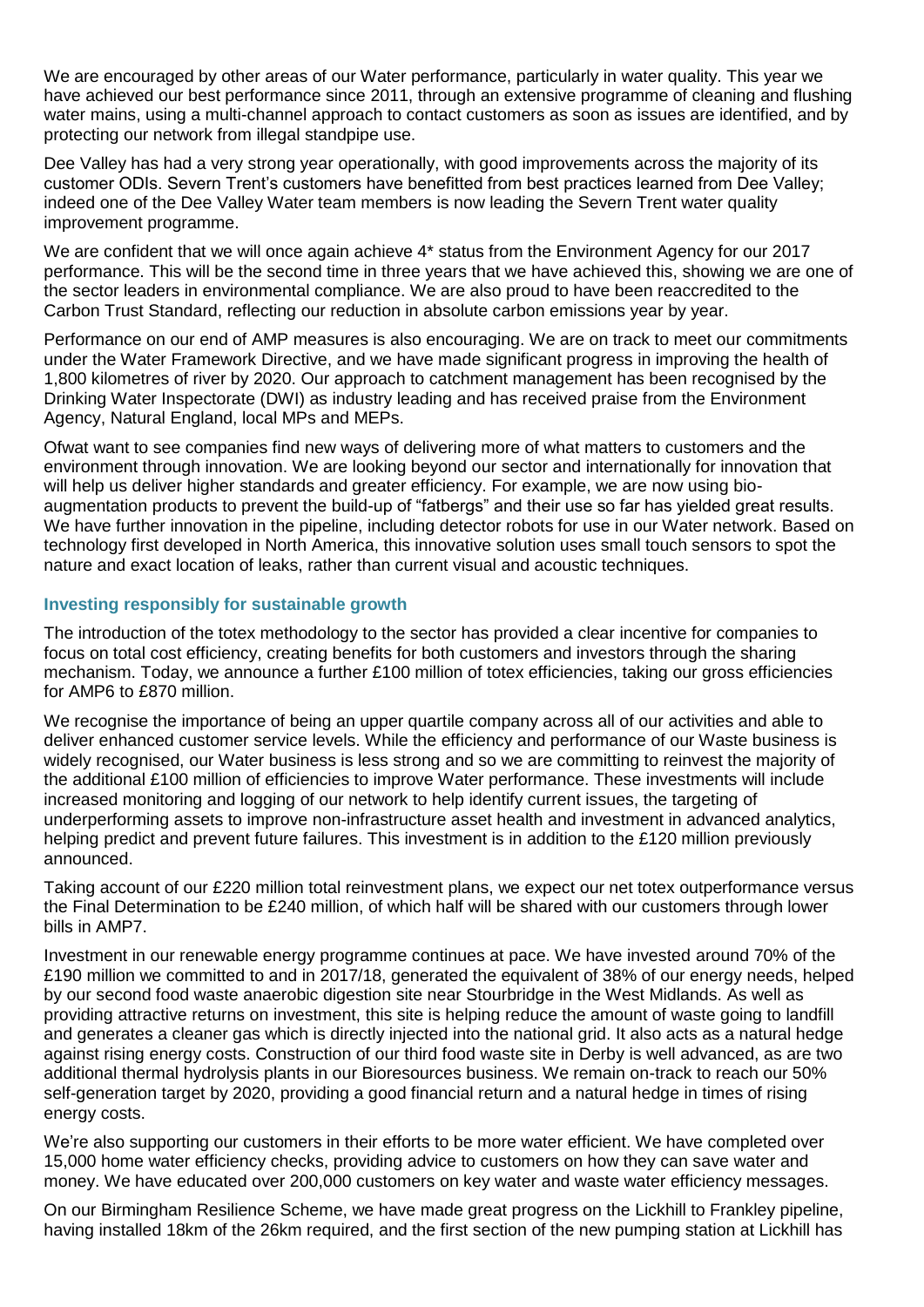We are encouraged by other areas of our Water performance, particularly in water quality. This year we have achieved our best performance since 2011, through an extensive programme of cleaning and flushing water mains, using a multi-channel approach to contact customers as soon as issues are identified, and by protecting our network from illegal standpipe use.

Dee Valley has had a very strong year operationally, with good improvements across the majority of its customer ODIs. Severn Trent's customers have benefitted from best practices learned from Dee Valley; indeed one of the Dee Valley Water team members is now leading the Severn Trent water quality improvement programme.

We are confident that we will once again achieve 4* status from the Environment Agency for our 2017 performance. This will be the second time in three years that we have achieved this, showing we are one of the sector leaders in environmental compliance. We are also proud to have been reaccredited to the Carbon Trust Standard, reflecting our reduction in absolute carbon emissions year by year.

Performance on our end of AMP measures is also encouraging. We are on track to meet our commitments under the Water Framework Directive, and we have made significant progress in improving the health of 1,800 kilometres of river by 2020. Our approach to catchment management has been recognised by the Drinking Water Inspectorate (DWI) as industry leading and has received praise from the Environment Agency, Natural England, local MPs and MEPs.

Ofwat want to see companies find new ways of delivering more of what matters to customers and the environment through innovation. We are looking beyond our sector and internationally for innovation that will help us deliver higher standards and greater efficiency. For example, we are now using bio-augmentation products to prevent the build-up of "fatbergs" and their use so far has yielded great results. We have further innovation in the pipeline, including detector robots for use in our Water network. Based on technology first developed in North America, this innovative solution uses small touch sensors to spot the nature and exact location of leaks, rather than current visual and acoustic techniques.

### Investing responsibly for sustainable growth

The introduction of the totex methodology to the sector has provided a clear incentive for companies to focus on total cost efficiency, creating benefits for both customers and investors through the sharing mechanism. Today, we announce a further £100 million of totex efficiencies, taking our gross efficiencies for AMP6 to £870 million.

We recognise the importance of being an upper quartile company across all of our activities and able to deliver enhanced customer service levels. While the efficiency and performance of our Waste business is widely recognised, our Water business is less strong and so we are committing to reinvest the majority of the additional £100 million of efficiencies to improve Water performance. These investments will include increased monitoring and logging of our network to help identify current issues, the targeting of underperforming assets to improve non-infrastructure asset health and investment in advanced analytics, helping predict and prevent future failures. This investment is in addition to the £120 million previously announced.

Taking account of our £220 million total reinvestment plans, we expect our net totex outperformance versus the Final Determination to be £240 million, of which half will be shared with our customers through lower bills in AMP7.

Investment in our renewable energy programme continues at pace. We have invested around 70% of the £190 million we committed to and in 2017/18, generated the equivalent of 38% of our energy needs, helped by our second food waste anaerobic digestion site near Stourbridge in the West Midlands. As well as providing attractive returns on investment, this site is helping reduce the amount of waste going to landfill and generates a cleaner gas which is directly injected into the national grid. It also acts as a natural hedge against rising energy costs. Construction of our third food waste site in Derby is well advanced, as are two additional thermal hydrolysis plants in our Bioresources business. We remain on-track to reach our 50% self-generation target by 2020, providing a good financial return and a natural hedge in times of rising energy costs.

We're also supporting our customers in their efforts to be more water efficient. We have completed over 15,000 home water efficiency checks, providing advice to customers on how they can save water and money. We have educated over 200,000 customers on key water and waste water efficiency messages.

On our Birmingham Resilience Scheme, we have made great progress on the Lickhill to Frankley pipeline, having installed 18km of the 26km required, and the first section of the new pumping station at Lickhill has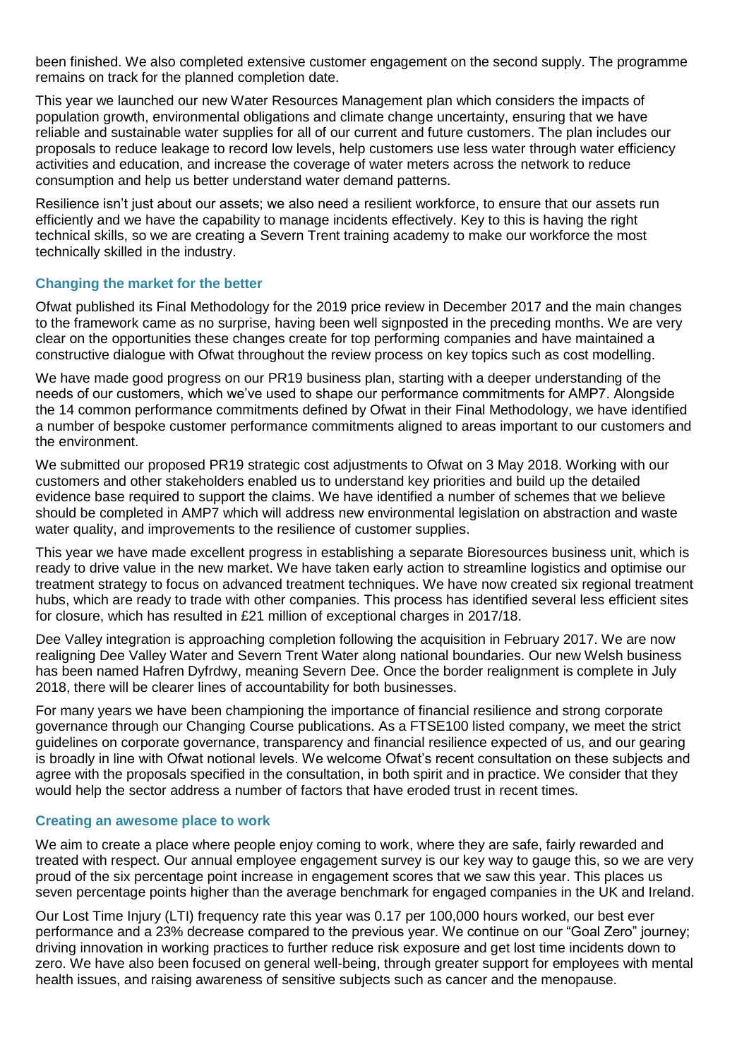been finished. We also completed extensive customer engagement on the second supply. The programme remains on track for the planned completion date.

This year we launched our new Water Resources Management plan which considers the impacts of population growth, environmental obligations and climate change uncertainty, ensuring that we have reliable and sustainable water supplies for all of our current and future customers. The plan includes our proposals to reduce leakage to record low levels, help customers use less water through water efficiency activities and education, and increase the coverage of water meters across the network to reduce consumption and help us better understand water demand patterns.

Resilience isn't just about our assets; we also need a resilient workforce, to ensure that our assets run efficiently and we have the capability to manage incidents effectively. Key to this is having the right technical skills, so we are creating a Severn Trent training academy to make our workforce the most technically skilled in the industry.

### Changing the market for the better

Ofwat published its Final Methodology for the 2019 price review in December 2017 and the main changes to the framework came as no surprise, having been well signposted in the preceding months. We are very clear on the opportunities these changes create for top performing companies and have maintained a constructive dialogue with Ofwat throughout the review process on key topics such as cost modelling.

We have made good progress on our PR19 business plan, starting with a deeper understanding of the needs of our customers, which we've used to shape our performance commitments for AMP7. Alongside the 14 common performance commitments defined by Ofwat in their Final Methodology, we have identified a number of bespoke customer performance commitments aligned to areas important to our customers and the environment.

We submitted our proposed PR19 strategic cost adjustments to Ofwat on 3 May 2018. Working with our customers and other stakeholders enabled us to understand key priorities and build up the detailed evidence base required to support the claims. We have identified a number of schemes that we believe should be completed in AMP7 which will address new environmental legislation on abstraction and waste water quality, and improvements to the resilience of customer supplies.

This year we have made excellent progress in establishing a separate Bioresources business unit, which is ready to drive value in the new market. We have taken early action to streamline logistics and optimise our treatment strategy to focus on advanced treatment techniques. We have now created six regional treatment hubs, which are ready to trade with other companies. This process has identified several less efficient sites for closure, which has resulted in £21 million of exceptional charges in 2017/18.

Dee Valley integration is approaching completion following the acquisition in February 2017. We are now realigning Dee Valley Water and Severn Trent Water along national boundaries. Our new Welsh business has been named Hafren Dyfrdwy, meaning Severn Dee. Once the border realignment is complete in July 2018, there will be clearer lines of accountability for both businesses.

For many years we have been championing the importance of financial resilience and strong corporate governance through our Changing Course publications. As a FTSE100 listed company, we meet the strict guidelines on corporate governance, transparency and financial resilience expected of us, and our gearing is broadly in line with Ofwat notional levels. We welcome Ofwat's recent consultation on these subjects and agree with the proposals specified in the consultation, in both spirit and in practice. We consider that they would help the sector address a number of factors that have eroded trust in recent times.

### Creating an awesome place to work

We aim to create a place where people enjoy coming to work, where they are safe, fairly rewarded and treated with respect. Our annual employee engagement survey is our key way to gauge this, so we are very proud of the six percentage point increase in engagement scores that we saw this year. This places us seven percentage points higher than the average benchmark for engaged companies in the UK and Ireland.

Our Lost Time Injury (LTI) frequency rate this year was 0.17 per 100,000 hours worked, our best ever performance and a 23% decrease compared to the previous year. We continue on our "Goal Zero" journey; driving innovation in working practices to further reduce risk exposure and get lost time incidents down to zero. We have also been focused on general well-being, through greater support for employees with mental health issues, and raising awareness of sensitive subjects such as cancer and the menopause.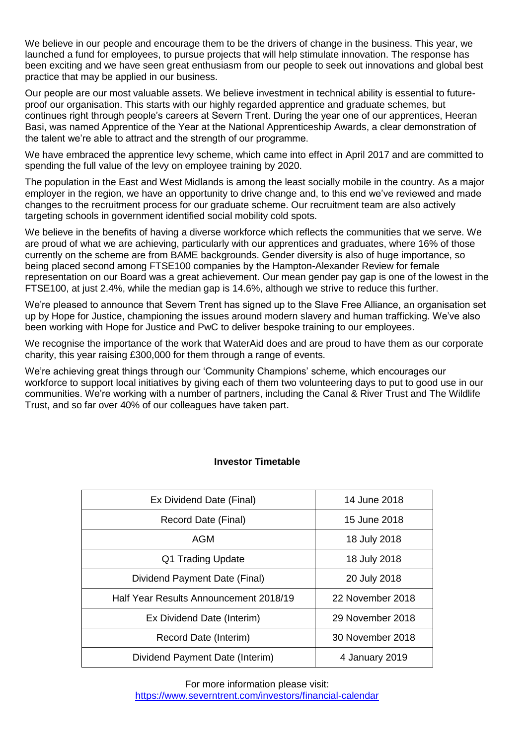We believe in our people and encourage them to be the drivers of change in the business. This year, we launched a fund for employees, to pursue projects that will help stimulate innovation. The response has been exciting and we have seen great enthusiasm from our people to seek out innovations and global best practice that may be applied in our business.

Our people are our most valuable assets. We believe investment in technical ability is essential to future-proof our organisation. This starts with our highly regarded apprentice and graduate schemes, but continues right through people's careers at Severn Trent. During the year one of our apprentices, Heeran Basi, was named Apprentice of the Year at the National Apprenticeship Awards, a clear demonstration of the talent we're able to attract and the strength of our programme.

We have embraced the apprentice levy scheme, which came into effect in April 2017 and are committed to spending the full value of the levy on employee training by 2020.

The population in the East and West Midlands is among the least socially mobile in the country. As a major employer in the region, we have an opportunity to drive change and, to this end we've reviewed and made changes to the recruitment process for our graduate scheme. Our recruitment team are also actively targeting schools in government identified social mobility cold spots.

We believe in the benefits of having a diverse workforce which reflects the communities that we serve. We are proud of what we are achieving, particularly with our apprentices and graduates, where 16% of those currently on the scheme are from BAME backgrounds. Gender diversity is also of huge importance, so being placed second among FTSE100 companies by the Hampton-Alexander Review for female representation on our Board was a great achievement. Our mean gender pay gap is one of the lowest in the FTSE100, at just 2.4%, while the median gap is 14.6%, although we strive to reduce this further.

We're pleased to announce that Severn Trent has signed up to the Slave Free Alliance, an organisation set up by Hope for Justice, championing the issues around modern slavery and human trafficking. We've also been working with Hope for Justice and PwC to deliver bespoke training to our employees.

We recognise the importance of the work that WaterAid does and are proud to have them as our corporate charity, this year raising £300,000 for them through a range of events.

We're achieving great things through our 'Community Champions' scheme, which encourages our workforce to support local initiatives by giving each of them two volunteering days to put to good use in our communities. We're working with a number of partners, including the Canal & River Trust and The Wildlife Trust, and so far over 40% of our colleagues have taken part.

**Investor Timetable**

| Event | Date |
|---|---|
| Ex Dividend Date (Final) | 14 June 2018 |
| Record Date (Final) | 15 June 2018 |
| AGM | 18 July 2018 |
| Q1 Trading Update | 18 July 2018 |
| Dividend Payment Date (Final) | 20 July 2018 |
| Half Year Results Announcement 2018/19 | 22 November 2018 |
| Ex Dividend Date (Interim) | 29 November 2018 |
| Record Date (Interim) | 30 November 2018 |
| Dividend Payment Date (Interim) | 4 January 2019 |

For more information please visit:
https://www.severntrent.com/investors/financial-calendar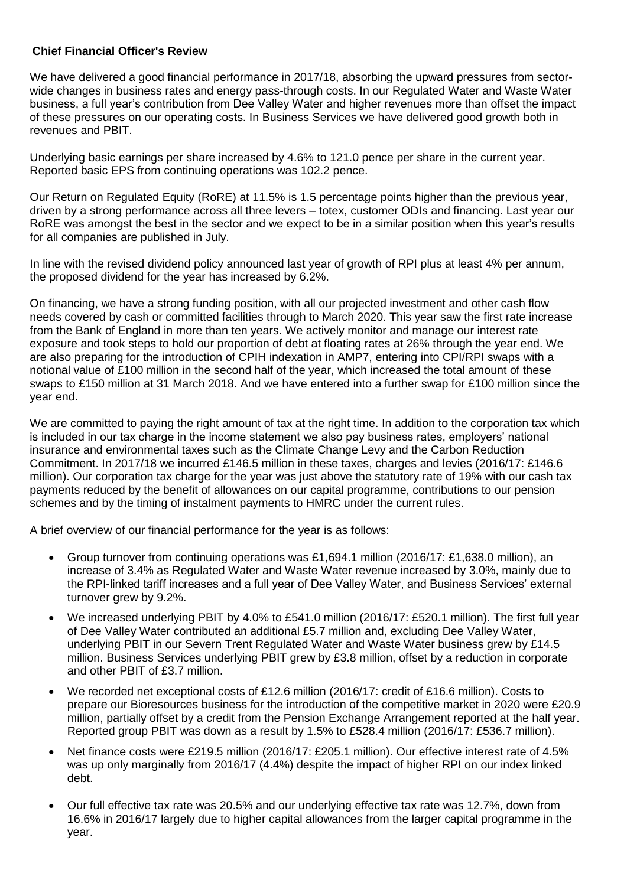**Chief Financial Officer's Review**

We have delivered a good financial performance in 2017/18, absorbing the upward pressures from sector-wide changes in business rates and energy pass-through costs. In our Regulated Water and Waste Water business, a full year's contribution from Dee Valley Water and higher revenues more than offset the impact of these pressures on our operating costs. In Business Services we have delivered good growth both in revenues and PBIT.

Underlying basic earnings per share increased by 4.6% to 121.0 pence per share in the current year. Reported basic EPS from continuing operations was 102.2 pence.

Our Return on Regulated Equity (RoRE) at 11.5% is 1.5 percentage points higher than the previous year, driven by a strong performance across all three levers – totex, customer ODIs and financing. Last year our RoRE was amongst the best in the sector and we expect to be in a similar position when this year's results for all companies are published in July.

In line with the revised dividend policy announced last year of growth of RPI plus at least 4% per annum, the proposed dividend for the year has increased by 6.2%.

On financing, we have a strong funding position, with all our projected investment and other cash flow needs covered by cash or committed facilities through to March 2020. This year saw the first rate increase from the Bank of England in more than ten years. We actively monitor and manage our interest rate exposure and took steps to hold our proportion of debt at floating rates at 26% through the year end. We are also preparing for the introduction of CPIH indexation in AMP7, entering into CPI/RPI swaps with a notional value of £100 million in the second half of the year, which increased the total amount of these swaps to £150 million at 31 March 2018. And we have entered into a further swap for £100 million since the year end.

We are committed to paying the right amount of tax at the right time. In addition to the corporation tax which is included in our tax charge in the income statement we also pay business rates, employers' national insurance and environmental taxes such as the Climate Change Levy and the Carbon Reduction Commitment. In 2017/18 we incurred £146.5 million in these taxes, charges and levies (2016/17: £146.6 million). Our corporation tax charge for the year was just above the statutory rate of 19% with our cash tax payments reduced by the benefit of allowances on our capital programme, contributions to our pension schemes and by the timing of instalment payments to HMRC under the current rules.

A brief overview of our financial performance for the year is as follows:

- Group turnover from continuing operations was £1,694.1 million (2016/17: £1,638.0 million), an increase of 3.4% as Regulated Water and Waste Water revenue increased by 3.0%, mainly due to the RPI-linked tariff increases and a full year of Dee Valley Water, and Business Services' external turnover grew by 9.2%.
- We increased underlying PBIT by 4.0% to £541.0 million (2016/17: £520.1 million). The first full year of Dee Valley Water contributed an additional £5.7 million and, excluding Dee Valley Water, underlying PBIT in our Severn Trent Regulated Water and Waste Water business grew by £14.5 million. Business Services underlying PBIT grew by £3.8 million, offset by a reduction in corporate and other PBIT of £3.7 million.
- We recorded net exceptional costs of £12.6 million (2016/17: credit of £16.6 million). Costs to prepare our Bioresources business for the introduction of the competitive market in 2020 were £20.9 million, partially offset by a credit from the Pension Exchange Arrangement reported at the half year. Reported group PBIT was down as a result by 1.5% to £528.4 million (2016/17: £536.7 million).
- Net finance costs were £219.5 million (2016/17: £205.1 million). Our effective interest rate of 4.5% was up only marginally from 2016/17 (4.4%) despite the impact of higher RPI on our index linked debt.
- Our full effective tax rate was 20.5% and our underlying effective tax rate was 12.7%, down from 16.6% in 2016/17 largely due to higher capital allowances from the larger capital programme in the year.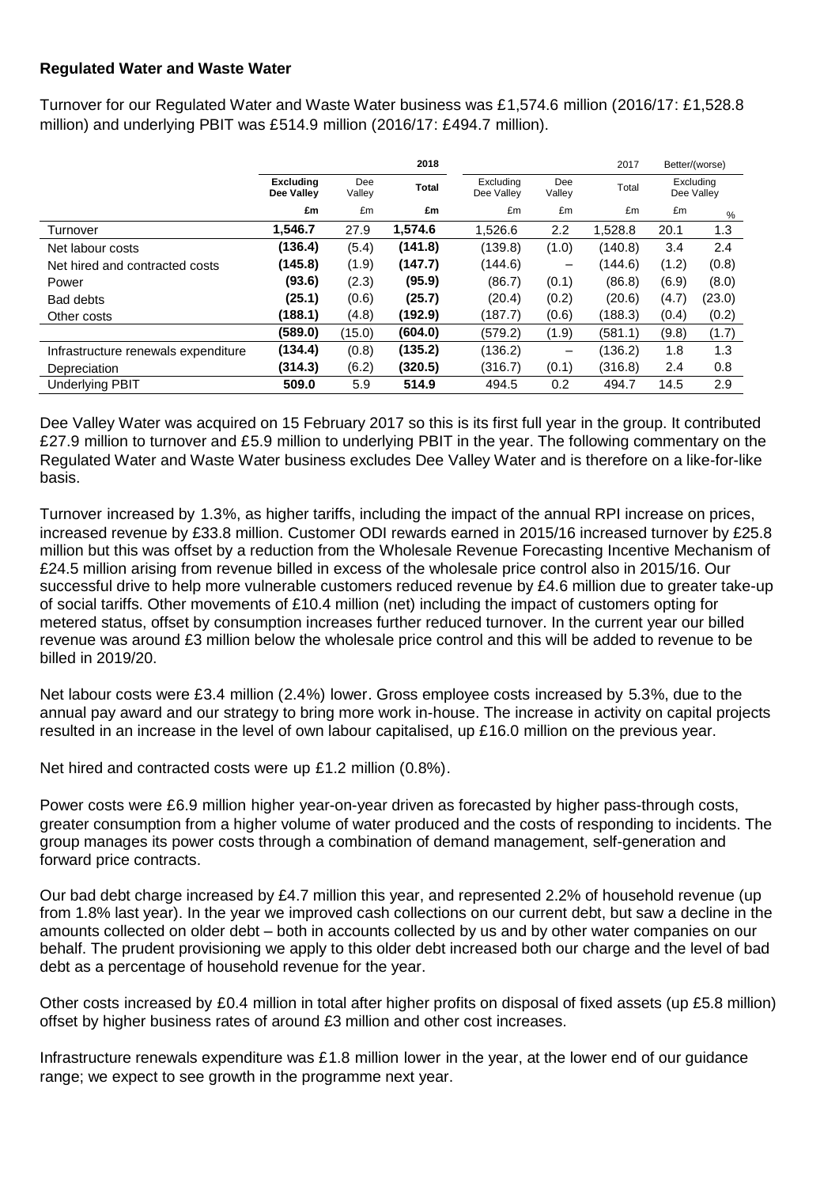**Regulated Water and Waste Water**

Turnover for our Regulated Water and Waste Water business was £1,574.6 million (2016/17: £1,528.8 million) and underlying PBIT was £514.9 million (2016/17: £494.7 million).

| | 2018 | | | 2017 | | | Better/(worse) | |
|---|---|---|---|---|---|---|---|---|
| | **Excluding Dee Valley** | Dee Valley | **Total** | Excluding Dee Valley | Dee Valley | Total | Excluding Dee Valley | |
| | **£m** | £m | **£m** | £m | £m | £m | £m | % |
| Turnover | **1,546.7** | 27.9 | **1,574.6** | 1,526.6 | 2.2 | 1,528.8 | 20.1 | 1.3 |
| Net labour costs | **(136.4)** | (5.4) | **(141.8)** | (139.8) | (1.0) | (140.8) | 3.4 | 2.4 |
| Net hired and contracted costs | **(145.8)** | (1.9) | **(147.7)** | (144.6) | – | (144.6) | (1.2) | (0.8) |
| Power | **(93.6)** | (2.3) | **(95.9)** | (86.7) | (0.1) | (86.8) | (6.9) | (8.0) |
| Bad debts | **(25.1)** | (0.6) | **(25.7)** | (20.4) | (0.2) | (20.6) | (4.7) | (23.0) |
| Other costs | **(188.1)** | (4.8) | **(192.9)** | (187.7) | (0.6) | (188.3) | (0.4) | (0.2) |
| | **(589.0)** | (15.0) | **(604.0)** | (579.2) | (1.9) | (581.1) | (9.8) | (1.7) |
| Infrastructure renewals expenditure | **(134.4)** | (0.8) | **(135.2)** | (136.2) | – | (136.2) | 1.8 | 1.3 |
| Depreciation | **(314.3)** | (6.2) | **(320.5)** | (316.7) | (0.1) | (316.8) | 2.4 | 0.8 |
| Underlying PBIT | **509.0** | 5.9 | **514.9** | 494.5 | 0.2 | 494.7 | 14.5 | 2.9 |

Dee Valley Water was acquired on 15 February 2017 so this is its first full year in the group. It contributed £27.9 million to turnover and £5.9 million to underlying PBIT in the year. The following commentary on the Regulated Water and Waste Water business excludes Dee Valley Water and is therefore on a like-for-like basis.

Turnover increased by 1.3%, as higher tariffs, including the impact of the annual RPI increase on prices, increased revenue by £33.8 million. Customer ODI rewards earned in 2015/16 increased turnover by £25.8 million but this was offset by a reduction from the Wholesale Revenue Forecasting Incentive Mechanism of £24.5 million arising from revenue billed in excess of the wholesale price control also in 2015/16. Our successful drive to help more vulnerable customers reduced revenue by £4.6 million due to greater take-up of social tariffs. Other movements of £10.4 million (net) including the impact of customers opting for metered status, offset by consumption increases further reduced turnover. In the current year our billed revenue was around £3 million below the wholesale price control and this will be added to revenue to be billed in 2019/20.

Net labour costs were £3.4 million (2.4%) lower. Gross employee costs increased by 5.3%, due to the annual pay award and our strategy to bring more work in-house. The increase in activity on capital projects resulted in an increase in the level of own labour capitalised, up £16.0 million on the previous year.

Net hired and contracted costs were up £1.2 million (0.8%).

Power costs were £6.9 million higher year-on-year driven as forecasted by higher pass-through costs, greater consumption from a higher volume of water produced and the costs of responding to incidents. The group manages its power costs through a combination of demand management, self-generation and forward price contracts.

Our bad debt charge increased by £4.7 million this year, and represented 2.2% of household revenue (up from 1.8% last year). In the year we improved cash collections on our current debt, but saw a decline in the amounts collected on older debt – both in accounts collected by us and by other water companies on our behalf. The prudent provisioning we apply to this older debt increased both our charge and the level of bad debt as a percentage of household revenue for the year.

Other costs increased by £0.4 million in total after higher profits on disposal of fixed assets (up £5.8 million) offset by higher business rates of around £3 million and other cost increases.

Infrastructure renewals expenditure was £1.8 million lower in the year, at the lower end of our guidance range; we expect to see growth in the programme next year.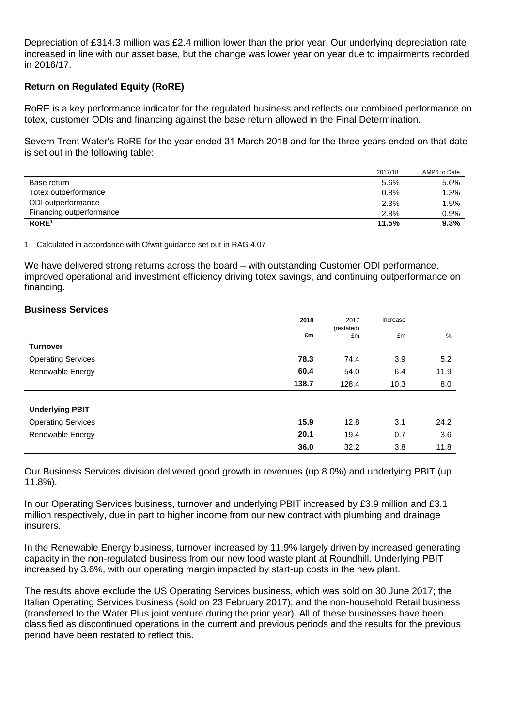Depreciation of £314.3 million was £2.4 million lower than the prior year. Our underlying depreciation rate increased in line with our asset base, but the change was lower year on year due to impairments recorded in 2016/17.

## Return on Regulated Equity (RoRE)

RoRE is a key performance indicator for the regulated business and reflects our combined performance on totex, customer ODIs and financing against the base return allowed in the Final Determination.

Severn Trent Water's RoRE for the year ended 31 March 2018 and for the three years ended on that date is set out in the following table:

| | 2017/18 | AMP6 to Date |
|---|---|---|
| Base return | 5.6% | 5.6% |
| Totex outperformance | 0.8% | 1.3% |
| ODI outperformance | 2.3% | 1.5% |
| Financing outperformance | 2.8% | 0.9% |
| **RoRE[1]** | **11.5%** | **9.3%** |

1 Calculated in accordance with Ofwat guidance set out in RAG 4.07

We have delivered strong returns across the board – with outstanding Customer ODI performance, improved operational and investment efficiency driving totex savings, and continuing outperformance on financing.

## Business Services

| | 2018 | 2017 (restated) | Increase | |
|---|---|---|---|---|
| | £m | £m | £m | % |
| **Turnover** | | | | |
| Operating Services | **78.3** | 74.4 | 3.9 | 5.2 |
| Renewable Energy | **60.4** | 54.0 | 6.4 | 11.9 |
| | **138.7** | 128.4 | 10.3 | 8.0 |
| **Underlying PBIT** | | | | |
| Operating Services | **15.9** | 12.8 | 3.1 | 24.2 |
| Renewable Energy | **20.1** | 19.4 | 0.7 | 3.6 |
| | **36.0** | 32.2 | 3.8 | 11.8 |

Our Business Services division delivered good growth in revenues (up 8.0%) and underlying PBIT (up 11.8%).

In our Operating Services business, turnover and underlying PBIT increased by £3.9 million and £3.1 million respectively, due in part to higher income from our new contract with plumbing and drainage insurers.

In the Renewable Energy business, turnover increased by 11.9% largely driven by increased generating capacity in the non-regulated business from our new food waste plant at Roundhill. Underlying PBIT increased by 3.6%, with our operating margin impacted by start-up costs in the new plant.

The results above exclude the US Operating Services business, which was sold on 30 June 2017; the Italian Operating Services business (sold on 23 February 2017); and the non-household Retail business (transferred to the Water Plus joint venture during the prior year). All of these businesses have been classified as discontinued operations in the current and previous periods and the results for the previous period have been restated to reflect this.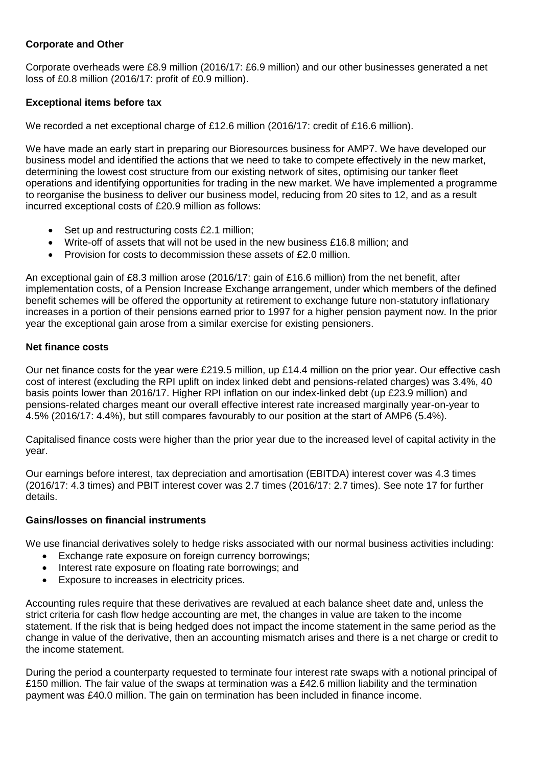**Corporate and Other**

Corporate overheads were £8.9 million (2016/17: £6.9 million) and our other businesses generated a net loss of £0.8 million (2016/17: profit of £0.9 million).

**Exceptional items before tax**

We recorded a net exceptional charge of £12.6 million (2016/17: credit of £16.6 million).

We have made an early start in preparing our Bioresources business for AMP7. We have developed our business model and identified the actions that we need to take to compete effectively in the new market, determining the lowest cost structure from our existing network of sites, optimising our tanker fleet operations and identifying opportunities for trading in the new market. We have implemented a programme to reorganise the business to deliver our business model, reducing from 20 sites to 12, and as a result incurred exceptional costs of £20.9 million as follows:

- Set up and restructuring costs £2.1 million;
- Write-off of assets that will not be used in the new business £16.8 million; and
- Provision for costs to decommission these assets of £2.0 million.

An exceptional gain of £8.3 million arose (2016/17: gain of £16.6 million) from the net benefit, after implementation costs, of a Pension Increase Exchange arrangement, under which members of the defined benefit schemes will be offered the opportunity at retirement to exchange future non-statutory inflationary increases in a portion of their pensions earned prior to 1997 for a higher pension payment now. In the prior year the exceptional gain arose from a similar exercise for existing pensioners.

**Net finance costs**

Our net finance costs for the year were £219.5 million, up £14.4 million on the prior year. Our effective cash cost of interest (excluding the RPI uplift on index linked debt and pensions-related charges) was 3.4%, 40 basis points lower than 2016/17. Higher RPI inflation on our index-linked debt (up £23.9 million) and pensions-related charges meant our overall effective interest rate increased marginally year-on-year to 4.5% (2016/17: 4.4%), but still compares favourably to our position at the start of AMP6 (5.4%).

Capitalised finance costs were higher than the prior year due to the increased level of capital activity in the year.

Our earnings before interest, tax depreciation and amortisation (EBITDA) interest cover was 4.3 times (2016/17: 4.3 times) and PBIT interest cover was 2.7 times (2016/17: 2.7 times). See note 17 for further details.

**Gains/losses on financial instruments**

We use financial derivatives solely to hedge risks associated with our normal business activities including:

- Exchange rate exposure on foreign currency borrowings;
- Interest rate exposure on floating rate borrowings; and
- Exposure to increases in electricity prices.

Accounting rules require that these derivatives are revalued at each balance sheet date and, unless the strict criteria for cash flow hedge accounting are met, the changes in value are taken to the income statement. If the risk that is being hedged does not impact the income statement in the same period as the change in value of the derivative, then an accounting mismatch arises and there is a net charge or credit to the income statement.

During the period a counterparty requested to terminate four interest rate swaps with a notional principal of £150 million. The fair value of the swaps at termination was a £42.6 million liability and the termination payment was £40.0 million. The gain on termination has been included in finance income.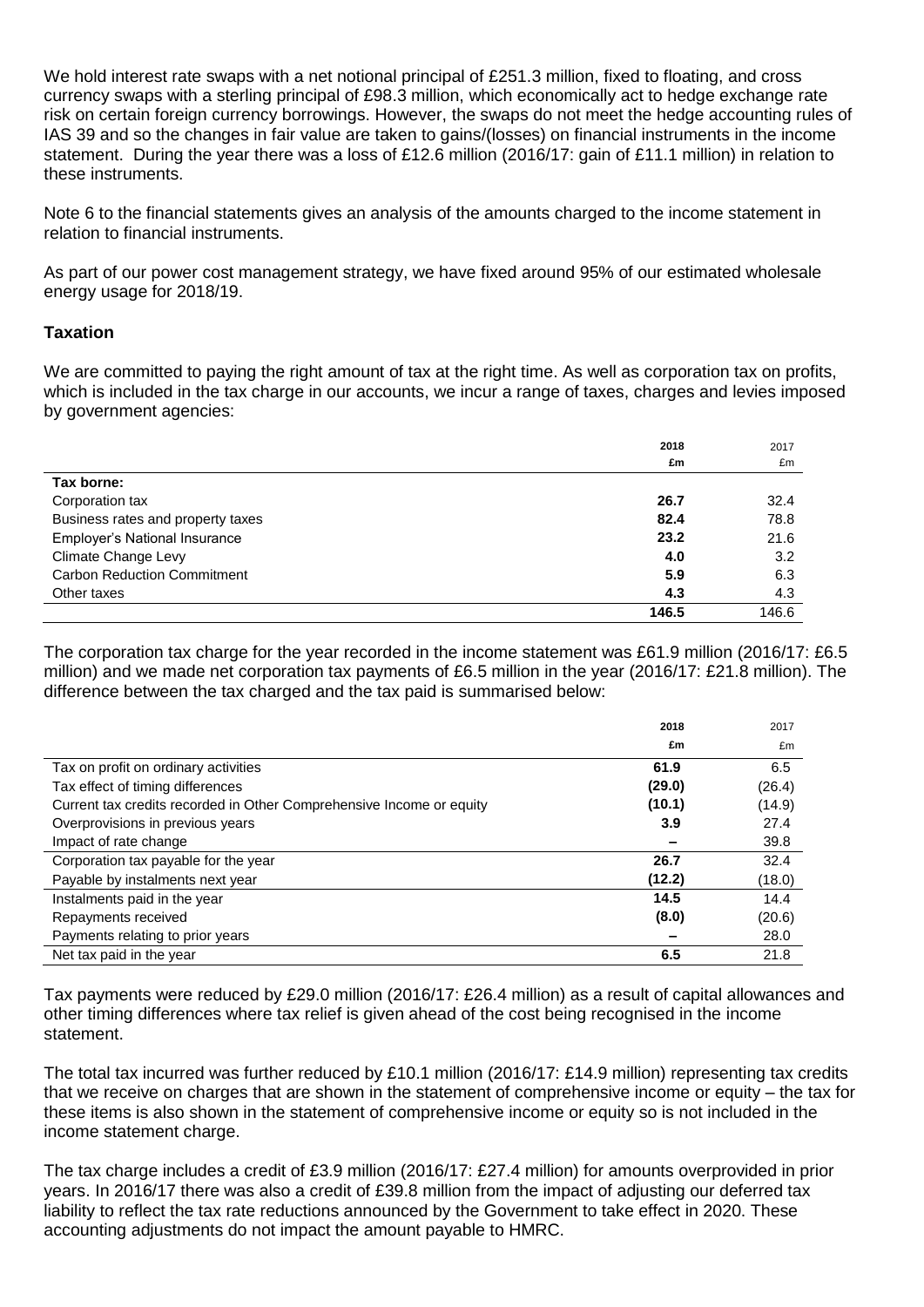We hold interest rate swaps with a net notional principal of £251.3 million, fixed to floating, and cross currency swaps with a sterling principal of £98.3 million, which economically act to hedge exchange rate risk on certain foreign currency borrowings. However, the swaps do not meet the hedge accounting rules of IAS 39 and so the changes in fair value are taken to gains/(losses) on financial instruments in the income statement. During the year there was a loss of £12.6 million (2016/17: gain of £11.1 million) in relation to these instruments.

Note 6 to the financial statements gives an analysis of the amounts charged to the income statement in relation to financial instruments.

As part of our power cost management strategy, we have fixed around 95% of our estimated wholesale energy usage for 2018/19.

**Taxation**

We are committed to paying the right amount of tax at the right time. As well as corporation tax on profits, which is included in the tax charge in our accounts, we incur a range of taxes, charges and levies imposed by government agencies:

| | **2018** | 2017 |
|---|---|---|
| | **£m** | £m |
| **Tax borne:** | | |
| Corporation tax | **26.7** | 32.4 |
| Business rates and property taxes | **82.4** | 78.8 |
| Employer's National Insurance | **23.2** | 21.6 |
| Climate Change Levy | **4.0** | 3.2 |
| Carbon Reduction Commitment | **5.9** | 6.3 |
| Other taxes | **4.3** | 4.3 |
| | **146.5** | 146.6 |

The corporation tax charge for the year recorded in the income statement was £61.9 million (2016/17: £6.5 million) and we made net corporation tax payments of £6.5 million in the year (2016/17: £21.8 million). The difference between the tax charged and the tax paid is summarised below:

| | **2018** | 2017 |
|---|---|---|
| | **£m** | £m |
| Tax on profit on ordinary activities | **61.9** | 6.5 |
| Tax effect of timing differences | **(29.0)** | (26.4) |
| Current tax credits recorded in Other Comprehensive Income or equity | **(10.1)** | (14.9) |
| Overprovisions in previous years | **3.9** | 27.4 |
| Impact of rate change | **–** | 39.8 |
| Corporation tax payable for the year | **26.7** | 32.4 |
| Payable by instalments next year | **(12.2)** | (18.0) |
| Instalments paid in the year | **14.5** | 14.4 |
| Repayments received | **(8.0)** | (20.6) |
| Payments relating to prior years | **–** | 28.0 |
| Net tax paid in the year | **6.5** | 21.8 |

Tax payments were reduced by £29.0 million (2016/17: £26.4 million) as a result of capital allowances and other timing differences where tax relief is given ahead of the cost being recognised in the income statement.

The total tax incurred was further reduced by £10.1 million (2016/17: £14.9 million) representing tax credits that we receive on charges that are shown in the statement of comprehensive income or equity – the tax for these items is also shown in the statement of comprehensive income or equity so is not included in the income statement charge.

The tax charge includes a credit of £3.9 million (2016/17: £27.4 million) for amounts overprovided in prior years. In 2016/17 there was also a credit of £39.8 million from the impact of adjusting our deferred tax liability to reflect the tax rate reductions announced by the Government to take effect in 2020. These accounting adjustments do not impact the amount payable to HMRC.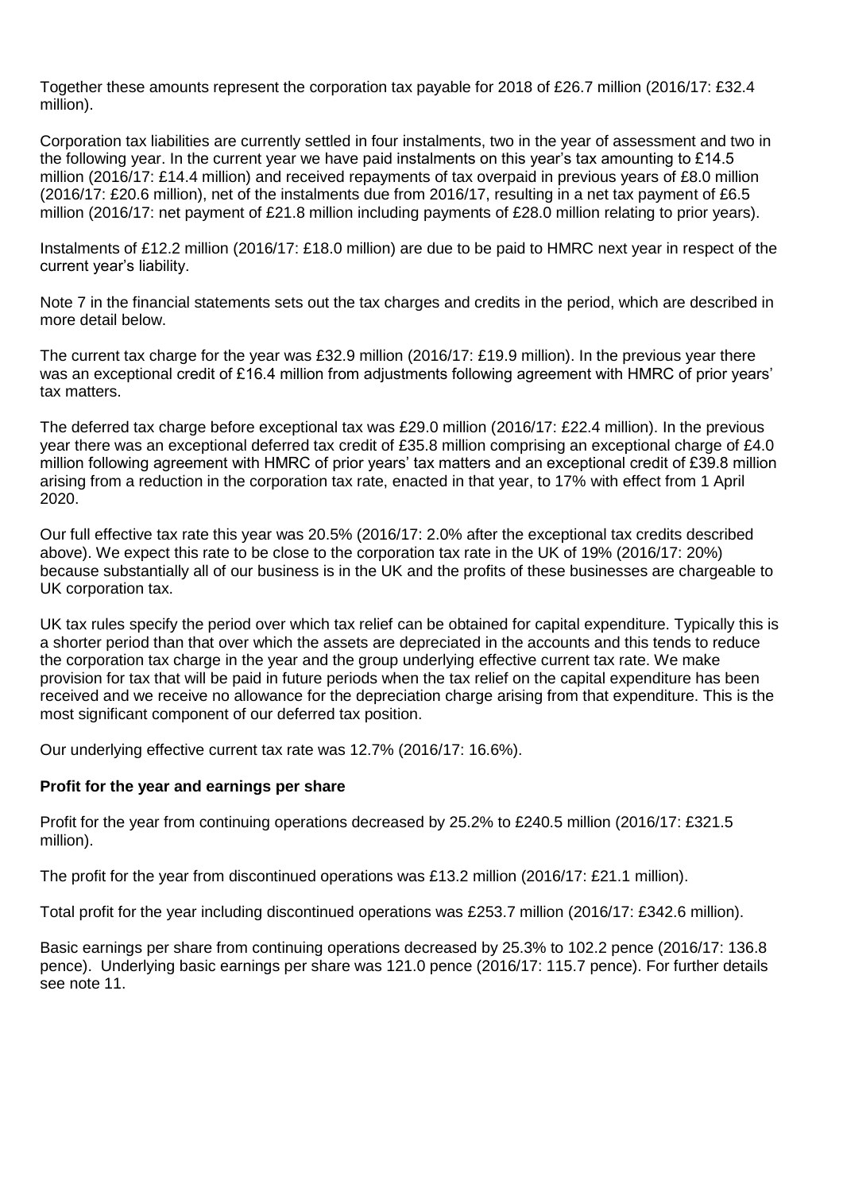Together these amounts represent the corporation tax payable for 2018 of £26.7 million (2016/17: £32.4 million).

Corporation tax liabilities are currently settled in four instalments, two in the year of assessment and two in the following year. In the current year we have paid instalments on this year's tax amounting to £14.5 million (2016/17: £14.4 million) and received repayments of tax overpaid in previous years of £8.0 million (2016/17: £20.6 million), net of the instalments due from 2016/17, resulting in a net tax payment of £6.5 million (2016/17: net payment of £21.8 million including payments of £28.0 million relating to prior years).

Instalments of £12.2 million (2016/17: £18.0 million) are due to be paid to HMRC next year in respect of the current year's liability.

Note 7 in the financial statements sets out the tax charges and credits in the period, which are described in more detail below.

The current tax charge for the year was £32.9 million (2016/17: £19.9 million). In the previous year there was an exceptional credit of £16.4 million from adjustments following agreement with HMRC of prior years' tax matters.

The deferred tax charge before exceptional tax was £29.0 million (2016/17: £22.4 million). In the previous year there was an exceptional deferred tax credit of £35.8 million comprising an exceptional charge of £4.0 million following agreement with HMRC of prior years' tax matters and an exceptional credit of £39.8 million arising from a reduction in the corporation tax rate, enacted in that year, to 17% with effect from 1 April 2020.

Our full effective tax rate this year was 20.5% (2016/17: 2.0% after the exceptional tax credits described above). We expect this rate to be close to the corporation tax rate in the UK of 19% (2016/17: 20%) because substantially all of our business is in the UK and the profits of these businesses are chargeable to UK corporation tax.

UK tax rules specify the period over which tax relief can be obtained for capital expenditure. Typically this is a shorter period than that over which the assets are depreciated in the accounts and this tends to reduce the corporation tax charge in the year and the group underlying effective current tax rate. We make provision for tax that will be paid in future periods when the tax relief on the capital expenditure has been received and we receive no allowance for the depreciation charge arising from that expenditure. This is the most significant component of our deferred tax position.

Our underlying effective current tax rate was 12.7% (2016/17: 16.6%).

**Profit for the year and earnings per share**

Profit for the year from continuing operations decreased by 25.2% to £240.5 million (2016/17: £321.5 million).

The profit for the year from discontinued operations was £13.2 million (2016/17: £21.1 million).

Total profit for the year including discontinued operations was £253.7 million (2016/17: £342.6 million).

Basic earnings per share from continuing operations decreased by 25.3% to 102.2 pence (2016/17: 136.8 pence). Underlying basic earnings per share was 121.0 pence (2016/17: 115.7 pence). For further details see note 11.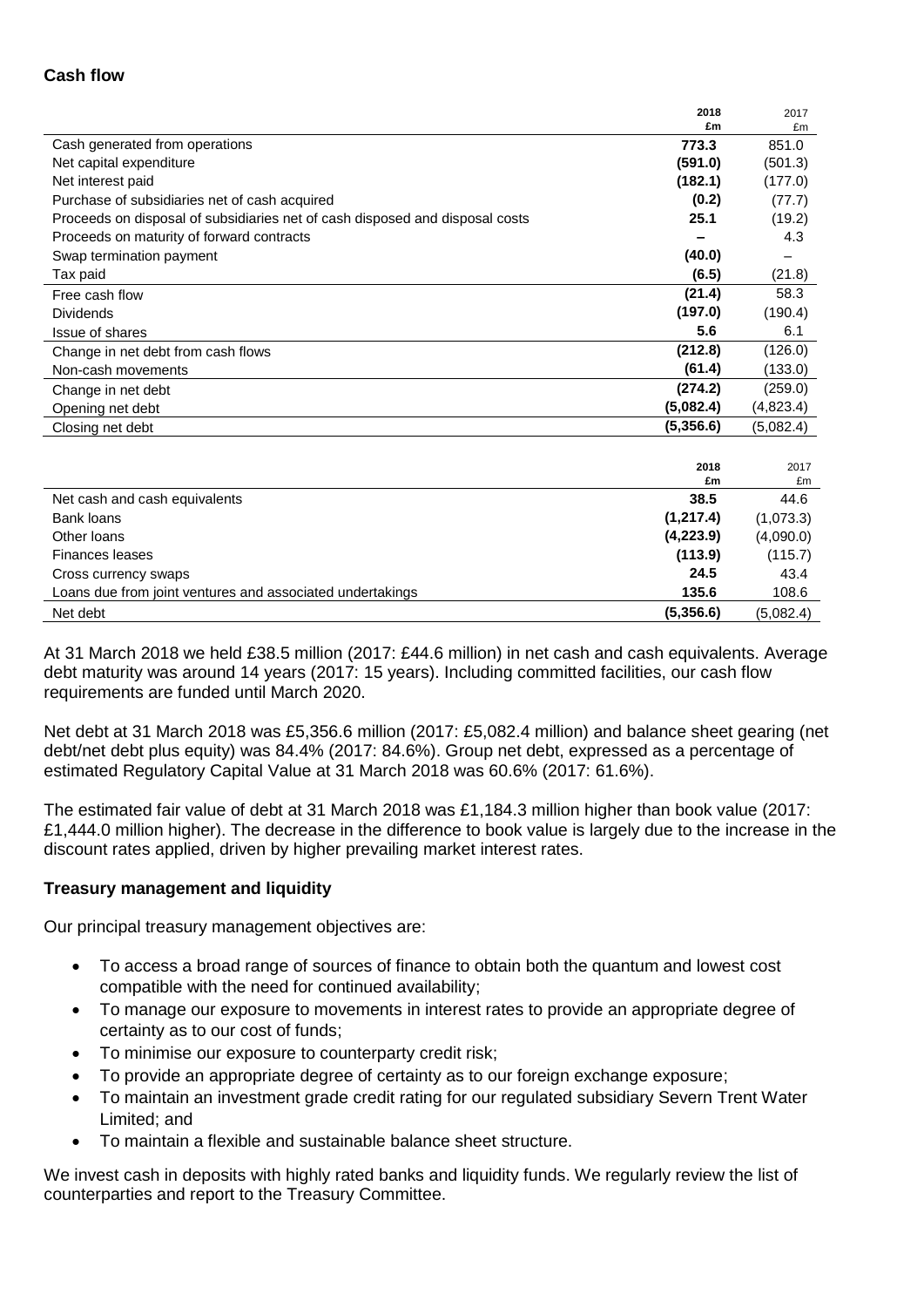## Cash flow

| | 2018 £m | 2017 £m |
|---|---|---|
| Cash generated from operations | **773.3** | 851.0 |
| Net capital expenditure | **(591.0)** | (501.3) |
| Net interest paid | **(182.1)** | (177.0) |
| Purchase of subsidiaries net of cash acquired | **(0.2)** | (77.7) |
| Proceeds on disposal of subsidiaries net of cash disposed and disposal costs | **25.1** | (19.2) |
| Proceeds on maturity of forward contracts | **–** | 4.3 |
| Swap termination payment | **(40.0)** | – |
| Tax paid | **(6.5)** | (21.8) |
| Free cash flow | **(21.4)** | 58.3 |
| Dividends | **(197.0)** | (190.4) |
| Issue of shares | **5.6** | 6.1 |
| Change in net debt from cash flows | **(212.8)** | (126.0) |
| Non-cash movements | **(61.4)** | (133.0) |
| Change in net debt | **(274.2)** | (259.0) |
| Opening net debt | **(5,082.4)** | (4,823.4) |
| Closing net debt | **(5,356.6)** | (5,082.4) |

| | 2018 £m | 2017 £m |
|---|---|---|
| Net cash and cash equivalents | **38.5** | 44.6 |
| Bank loans | **(1,217.4)** | (1,073.3) |
| Other loans | **(4,223.9)** | (4,090.0) |
| Finances leases | **(113.9)** | (115.7) |
| Cross currency swaps | **24.5** | 43.4 |
| Loans due from joint ventures and associated undertakings | **135.6** | 108.6 |
| Net debt | **(5,356.6)** | (5,082.4) |

At 31 March 2018 we held £38.5 million (2017: £44.6 million) in net cash and cash equivalents. Average debt maturity was around 14 years (2017: 15 years). Including committed facilities, our cash flow requirements are funded until March 2020.

Net debt at 31 March 2018 was £5,356.6 million (2017: £5,082.4 million) and balance sheet gearing (net debt/net debt plus equity) was 84.4% (2017: 84.6%). Group net debt, expressed as a percentage of estimated Regulatory Capital Value at 31 March 2018 was 60.6% (2017: 61.6%).

The estimated fair value of debt at 31 March 2018 was £1,184.3 million higher than book value (2017: £1,444.0 million higher). The decrease in the difference to book value is largely due to the increase in the discount rates applied, driven by higher prevailing market interest rates.

### Treasury management and liquidity

Our principal treasury management objectives are:

- To access a broad range of sources of finance to obtain both the quantum and lowest cost compatible with the need for continued availability;
- To manage our exposure to movements in interest rates to provide an appropriate degree of certainty as to our cost of funds;
- To minimise our exposure to counterparty credit risk;
- To provide an appropriate degree of certainty as to our foreign exchange exposure;
- To maintain an investment grade credit rating for our regulated subsidiary Severn Trent Water Limited; and
- To maintain a flexible and sustainable balance sheet structure.

We invest cash in deposits with highly rated banks and liquidity funds. We regularly review the list of counterparties and report to the Treasury Committee.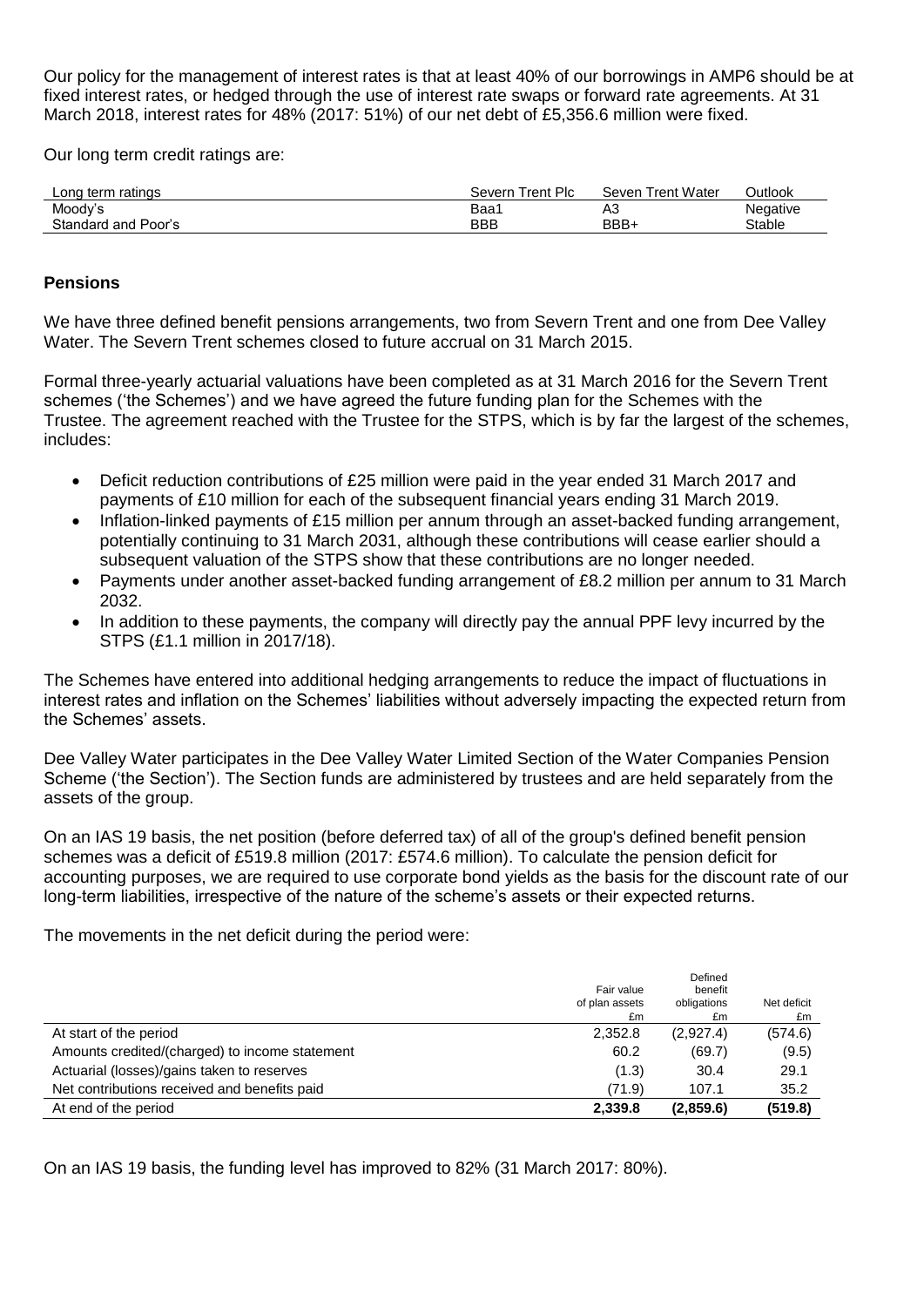Our policy for the management of interest rates is that at least 40% of our borrowings in AMP6 should be at fixed interest rates, or hedged through the use of interest rate swaps or forward rate agreements. At 31 March 2018, interest rates for 48% (2017: 51%) of our net debt of £5,356.6 million were fixed.

Our long term credit ratings are:

| Long term ratings | Severn Trent Plc | Seven Trent Water | Outlook |
|---|---|---|---|
| Moody's | Baa1 | A3 | Negative |
| Standard and Poor's | BBB | BBB+ | Stable |

## Pensions

We have three defined benefit pensions arrangements, two from Severn Trent and one from Dee Valley Water. The Severn Trent schemes closed to future accrual on 31 March 2015.

Formal three-yearly actuarial valuations have been completed as at 31 March 2016 for the Severn Trent schemes ('the Schemes') and we have agreed the future funding plan for the Schemes with the Trustee. The agreement reached with the Trustee for the STPS, which is by far the largest of the schemes, includes:

- Deficit reduction contributions of £25 million were paid in the year ended 31 March 2017 and payments of £10 million for each of the subsequent financial years ending 31 March 2019.
- Inflation-linked payments of £15 million per annum through an asset-backed funding arrangement, potentially continuing to 31 March 2031, although these contributions will cease earlier should a subsequent valuation of the STPS show that these contributions are no longer needed.
- Payments under another asset-backed funding arrangement of £8.2 million per annum to 31 March 2032.
- In addition to these payments, the company will directly pay the annual PPF levy incurred by the STPS (£1.1 million in 2017/18).

The Schemes have entered into additional hedging arrangements to reduce the impact of fluctuations in interest rates and inflation on the Schemes' liabilities without adversely impacting the expected return from the Schemes' assets.

Dee Valley Water participates in the Dee Valley Water Limited Section of the Water Companies Pension Scheme ('the Section'). The Section funds are administered by trustees and are held separately from the assets of the group.

On an IAS 19 basis, the net position (before deferred tax) of all of the group's defined benefit pension schemes was a deficit of £519.8 million (2017: £574.6 million). To calculate the pension deficit for accounting purposes, we are required to use corporate bond yields as the basis for the discount rate of our long-term liabilities, irrespective of the nature of the scheme's assets or their expected returns.

The movements in the net deficit during the period were:

| | Fair value of plan assets £m | Defined benefit obligations £m | Net deficit £m |
|---|---|---|---|
| At start of the period | 2,352.8 | (2,927.4) | (574.6) |
| Amounts credited/(charged) to income statement | 60.2 | (69.7) | (9.5) |
| Actuarial (losses)/gains taken to reserves | (1.3) | 30.4 | 29.1 |
| Net contributions received and benefits paid | (71.9) | 107.1 | 35.2 |
| **At end of the period** | **2,339.8** | **(2,859.6)** | **(519.8)** |

On an IAS 19 basis, the funding level has improved to 82% (31 March 2017: 80%).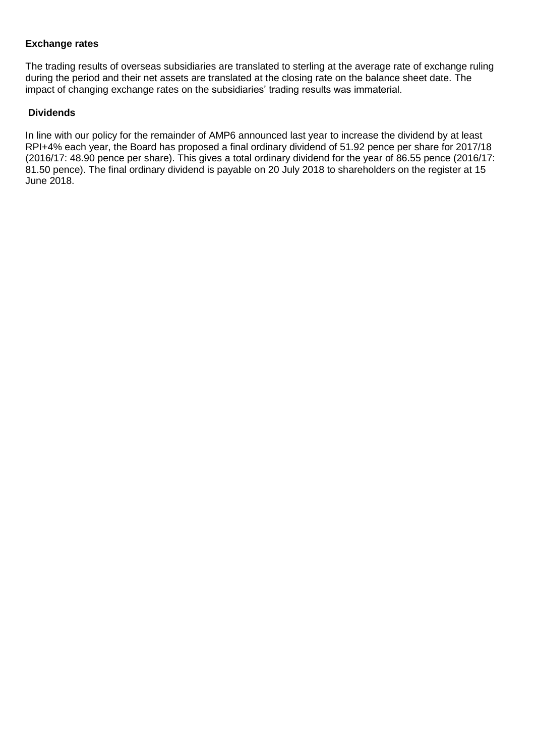**Exchange rates**

The trading results of overseas subsidiaries are translated to sterling at the average rate of exchange ruling during the period and their net assets are translated at the closing rate on the balance sheet date. The impact of changing exchange rates on the subsidiaries' trading results was immaterial.

**Dividends**

In line with our policy for the remainder of AMP6 announced last year to increase the dividend by at least RPI+4% each year, the Board has proposed a final ordinary dividend of 51.92 pence per share for 2017/18 (2016/17: 48.90 pence per share). This gives a total ordinary dividend for the year of 86.55 pence (2016/17: 81.50 pence). The final ordinary dividend is payable on 20 July 2018 to shareholders on the register at 15 June 2018.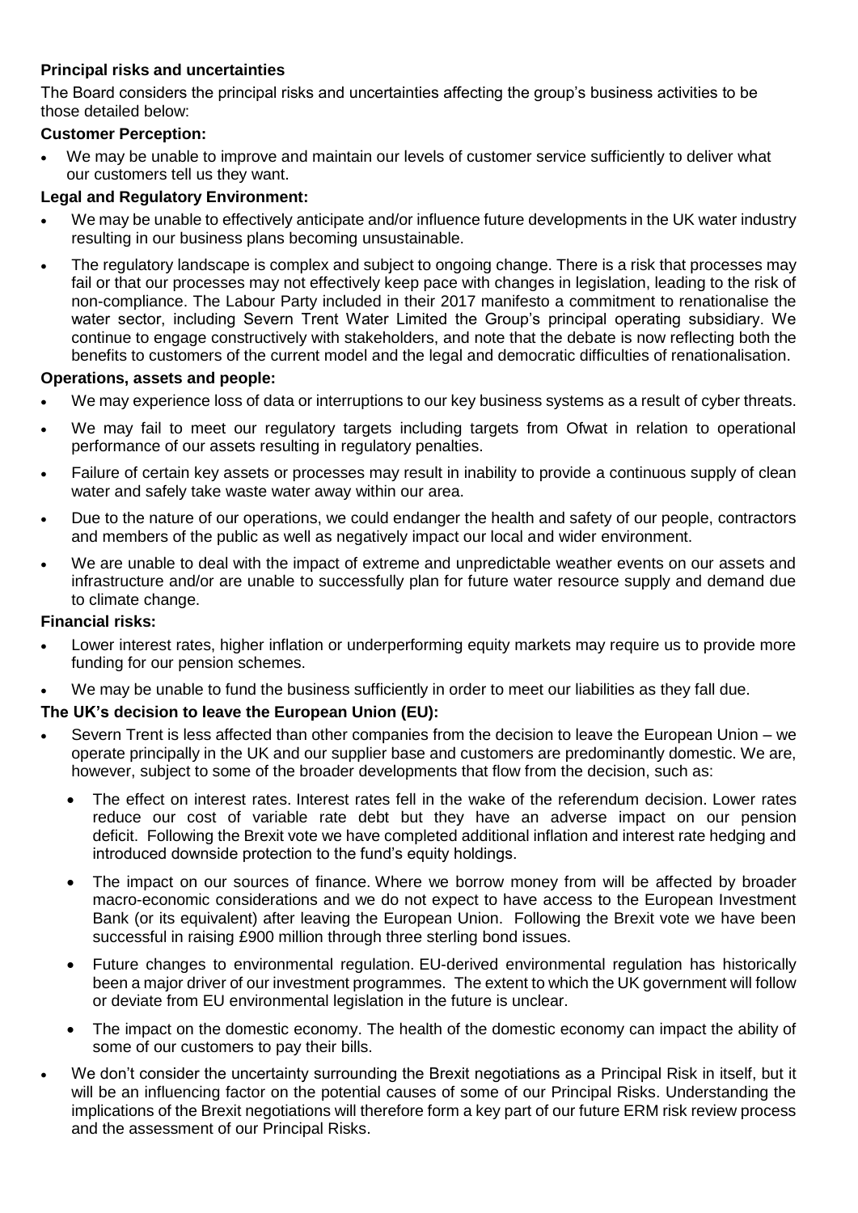**Principal risks and uncertainties**

The Board considers the principal risks and uncertainties affecting the group's business activities to be those detailed below:

**Customer Perception:**

- We may be unable to improve and maintain our levels of customer service sufficiently to deliver what our customers tell us they want.

**Legal and Regulatory Environment:**

- We may be unable to effectively anticipate and/or influence future developments in the UK water industry resulting in our business plans becoming unsustainable.
- The regulatory landscape is complex and subject to ongoing change. There is a risk that processes may fail or that our processes may not effectively keep pace with changes in legislation, leading to the risk of non-compliance. The Labour Party included in their 2017 manifesto a commitment to renationalise the water sector, including Severn Trent Water Limited the Group's principal operating subsidiary. We continue to engage constructively with stakeholders, and note that the debate is now reflecting both the benefits to customers of the current model and the legal and democratic difficulties of renationalisation.

**Operations, assets and people:**

- We may experience loss of data or interruptions to our key business systems as a result of cyber threats.
- We may fail to meet our regulatory targets including targets from Ofwat in relation to operational performance of our assets resulting in regulatory penalties.
- Failure of certain key assets or processes may result in inability to provide a continuous supply of clean water and safely take waste water away within our area.
- Due to the nature of our operations, we could endanger the health and safety of our people, contractors and members of the public as well as negatively impact our local and wider environment.
- We are unable to deal with the impact of extreme and unpredictable weather events on our assets and infrastructure and/or are unable to successfully plan for future water resource supply and demand due to climate change.

**Financial risks:**

- Lower interest rates, higher inflation or underperforming equity markets may require us to provide more funding for our pension schemes.
- We may be unable to fund the business sufficiently in order to meet our liabilities as they fall due.

**The UK's decision to leave the European Union (EU):**

- Severn Trent is less affected than other companies from the decision to leave the European Union – we operate principally in the UK and our supplier base and customers are predominantly domestic. We are, however, subject to some of the broader developments that flow from the decision, such as:
  - The effect on interest rates. Interest rates fell in the wake of the referendum decision. Lower rates reduce our cost of variable rate debt but they have an adverse impact on our pension deficit. Following the Brexit vote we have completed additional inflation and interest rate hedging and introduced downside protection to the fund's equity holdings.
  - The impact on our sources of finance. Where we borrow money from will be affected by broader macro-economic considerations and we do not expect to have access to the European Investment Bank (or its equivalent) after leaving the European Union. Following the Brexit vote we have been successful in raising £900 million through three sterling bond issues.
  - Future changes to environmental regulation. EU-derived environmental regulation has historically been a major driver of our investment programmes. The extent to which the UK government will follow or deviate from EU environmental legislation in the future is unclear.
  - The impact on the domestic economy. The health of the domestic economy can impact the ability of some of our customers to pay their bills.
- We don't consider the uncertainty surrounding the Brexit negotiations as a Principal Risk in itself, but it will be an influencing factor on the potential causes of some of our Principal Risks. Understanding the implications of the Brexit negotiations will therefore form a key part of our future ERM risk review process and the assessment of our Principal Risks.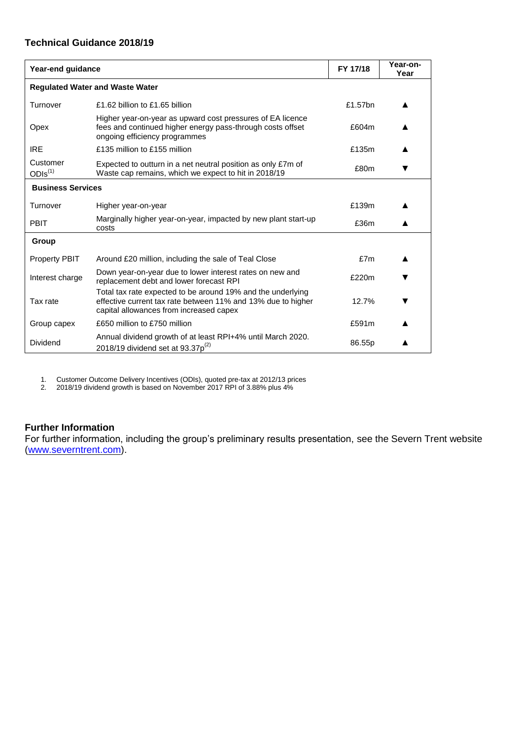### Technical Guidance 2018/19

| Year-end guidance | | FY 17/18 | Year-on-Year |
|---|---|---|---|
| **Regulated Water and Waste Water** | | | |
| Turnover | £1.62 billion to £1.65 billion | £1.57bn | ▲ |
| Opex | Higher year-on-year as upward cost pressures of EA licence fees and continued higher energy pass-through costs offset ongoing efficiency programmes | £604m | ▲ |
| IRE | £135 million to £155 million | £135m | ▲ |
| Customer ODIs[1] | Expected to outturn in a net neutral position as only £7m of Waste cap remains, which we expect to hit in 2018/19 | £80m | ▼ |
| **Business Services** | | | |
| Turnover | Higher year-on-year | £139m | ▲ |
| PBIT | Marginally higher year-on-year, impacted by new plant start-up costs | £36m | ▲ |
| **Group** | | | |
| Property PBIT | Around £20 million, including the sale of Teal Close | £7m | ▲ |
| Interest charge | Down year-on-year due to lower interest rates on new and replacement debt and lower forecast RPI | £220m | ▼ |
| Tax rate | Total tax rate expected to be around 19% and the underlying effective current tax rate between 11% and 13% due to higher capital allowances from increased capex | 12.7% | ▼ |
| Group capex | £650 million to £750 million | £591m | ▲ |
| Dividend | Annual dividend growth of at least RPI+4% until March 2020. 2018/19 dividend set at 93.37p[2] | 86.55p | ▲ |

1. Customer Outcome Delivery Incentives (ODIs), quoted pre-tax at 2012/13 prices
2. 2018/19 dividend growth is based on November 2017 RPI of 3.88% plus 4%

### Further Information

For further information, including the group's preliminary results presentation, see the Severn Trent website (www.severntrent.com).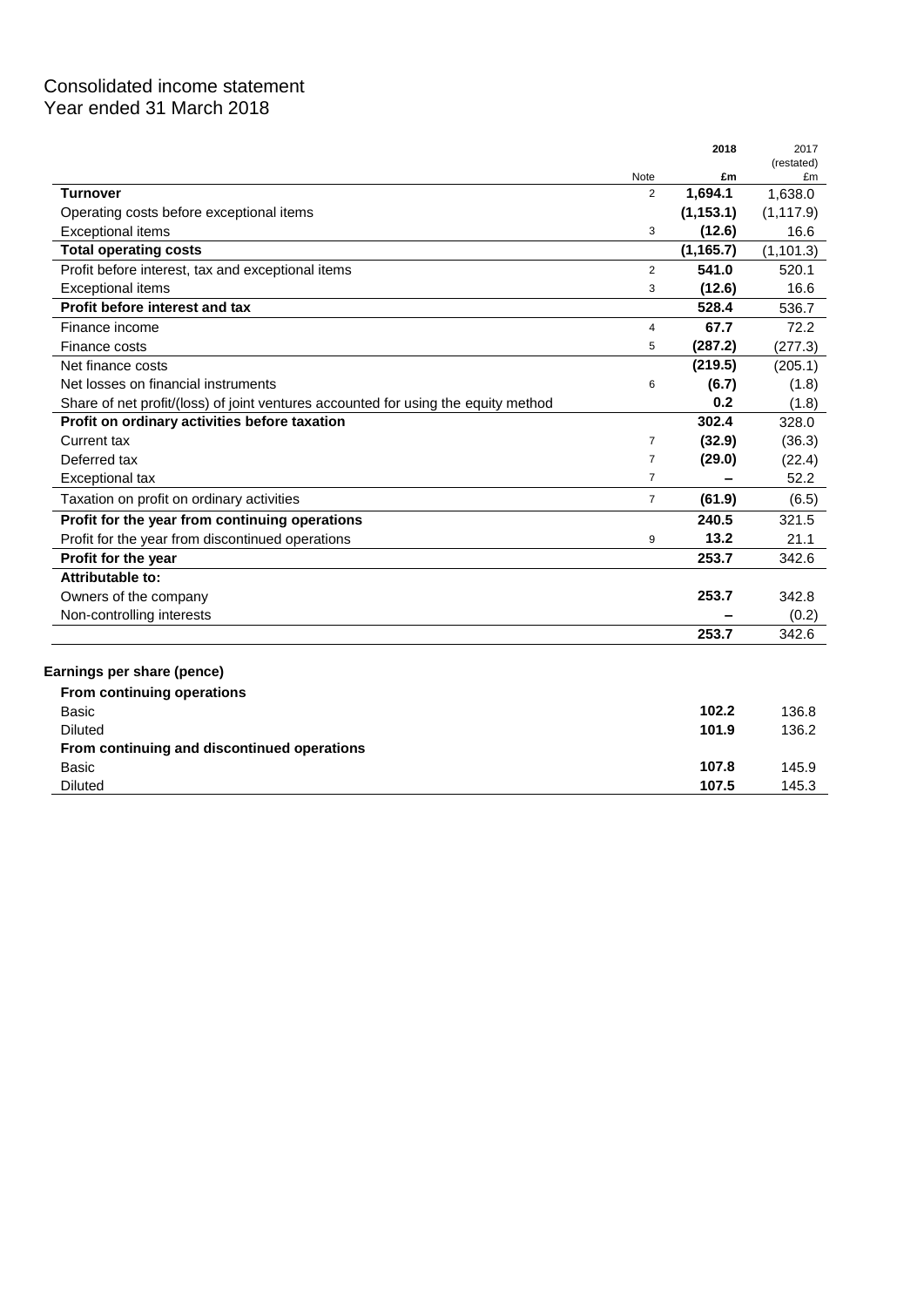# Consolidated income statement
Year ended 31 March 2018

| | Note | 2018 £m | 2017 (restated) £m |
|---|---|---|---|
| **Turnover** | 2 | **1,694.1** | 1,638.0 |
| Operating costs before exceptional items | | **(1,153.1)** | (1,117.9) |
| Exceptional items | 3 | **(12.6)** | 16.6 |
| **Total operating costs** | | **(1,165.7)** | (1,101.3) |
| Profit before interest, tax and exceptional items | 2 | **541.0** | 520.1 |
| Exceptional items | 3 | **(12.6)** | 16.6 |
| **Profit before interest and tax** | | **528.4** | 536.7 |
| Finance income | 4 | **67.7** | 72.2 |
| Finance costs | 5 | **(287.2)** | (277.3) |
| Net finance costs | | **(219.5)** | (205.1) |
| Net losses on financial instruments | 6 | **(6.7)** | (1.8) |
| Share of net profit/(loss) of joint ventures accounted for using the equity method | | **0.2** | (1.8) |
| **Profit on ordinary activities before taxation** | | **302.4** | 328.0 |
| Current tax | 7 | **(32.9)** | (36.3) |
| Deferred tax | 7 | **(29.0)** | (22.4) |
| Exceptional tax | 7 | **–** | 52.2 |
| Taxation on profit on ordinary activities | 7 | **(61.9)** | (6.5) |
| **Profit for the year from continuing operations** | | **240.5** | 321.5 |
| Profit for the year from discontinued operations | 9 | **13.2** | 21.1 |
| **Profit for the year** | | **253.7** | 342.6 |
| **Attributable to:** | | | |
| Owners of the company | | **253.7** | 342.8 |
| Non-controlling interests | | **–** | (0.2) |
| | | **253.7** | 342.6 |

| **Earnings per share (pence)** | | |
|---|---|---|
| **From continuing operations** | | |
| Basic | **102.2** | 136.8 |
| Diluted | **101.9** | 136.2 |
| **From continuing and discontinued operations** | | |
| Basic | **107.8** | 145.9 |
| Diluted | **107.5** | 145.3 |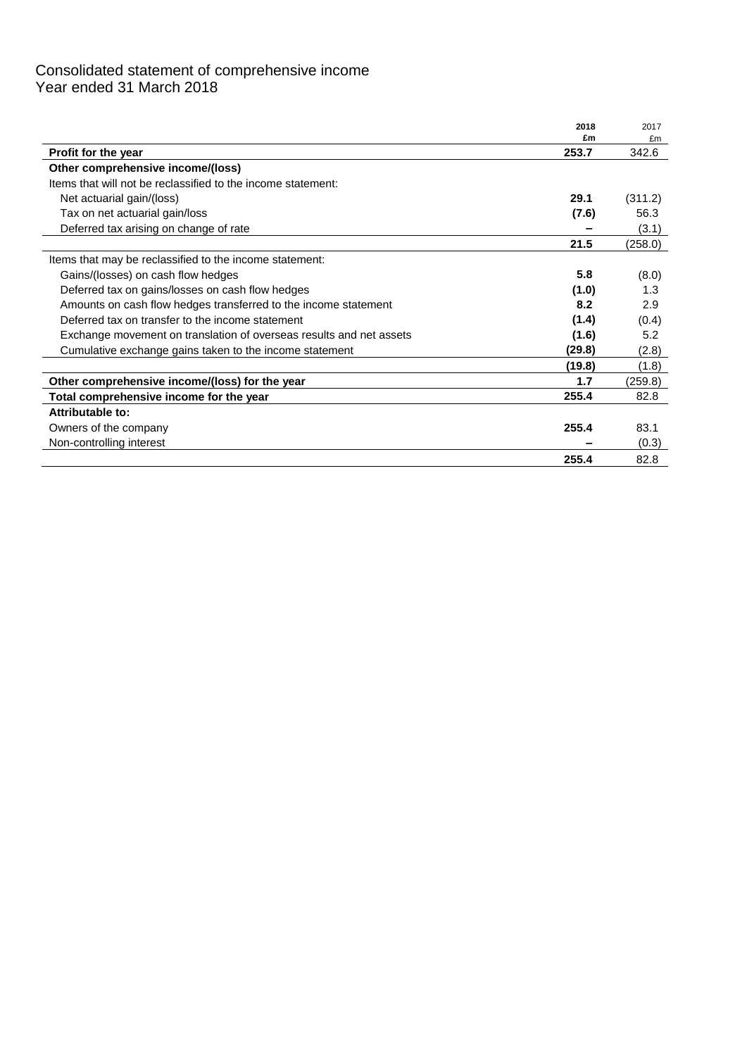# Consolidated statement of comprehensive income
Year ended 31 March 2018

| | 2018 £m | 2017 £m |
|---|---|---|
| **Profit for the year** | **253.7** | 342.6 |
| **Other comprehensive income/(loss)** | | |
| Items that will not be reclassified to the income statement: | | |
| Net actuarial gain/(loss) | **29.1** | (311.2) |
| Tax on net actuarial gain/loss | **(7.6)** | 56.3 |
| Deferred tax arising on change of rate | **–** | (3.1) |
| | **21.5** | (258.0) |
| Items that may be reclassified to the income statement: | | |
| Gains/(losses) on cash flow hedges | **5.8** | (8.0) |
| Deferred tax on gains/losses on cash flow hedges | **(1.0)** | 1.3 |
| Amounts on cash flow hedges transferred to the income statement | **8.2** | 2.9 |
| Deferred tax on transfer to the income statement | **(1.4)** | (0.4) |
| Exchange movement on translation of overseas results and net assets | **(1.6)** | 5.2 |
| Cumulative exchange gains taken to the income statement | **(29.8)** | (2.8) |
| | **(19.8)** | (1.8) |
| **Other comprehensive income/(loss) for the year** | **1.7** | (259.8) |
| **Total comprehensive income for the year** | **255.4** | 82.8 |
| **Attributable to:** | | |
| Owners of the company | **255.4** | 83.1 |
| Non-controlling interest | **–** | (0.3) |
| | **255.4** | 82.8 |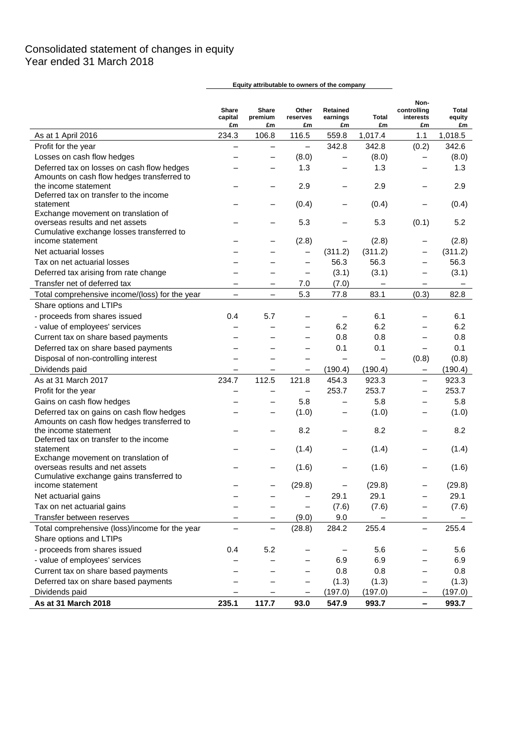# Consolidated statement of changes in equity
Year ended 31 March 2018

| | Equity attributable to owners of the company | | | | | | |
|---|---|---|---|---|---|---|---|
| | Share capital £m | Share premium £m | Other reserves £m | Retained earnings £m | Total £m | Non-controlling interests £m | Total equity £m |
| As at 1 April 2016 | 234.3 | 106.8 | 116.5 | 559.8 | 1,017.4 | 1.1 | 1,018.5 |
| Profit for the year | – | – | – | 342.8 | 342.8 | (0.2) | 342.6 |
| Losses on cash flow hedges | – | – | (8.0) | – | (8.0) | – | (8.0) |
| Deferred tax on losses on cash flow hedges | – | – | 1.3 | – | 1.3 | – | 1.3 |
| Amounts on cash flow hedges transferred to the income statement | – | – | 2.9 | – | 2.9 | – | 2.9 |
| Deferred tax on transfer to the income statement | – | – | (0.4) | – | (0.4) | – | (0.4) |
| Exchange movement on translation of overseas results and net assets | – | – | 5.3 | – | 5.3 | (0.1) | 5.2 |
| Cumulative exchange losses transferred to income statement | – | – | (2.8) | – | (2.8) | – | (2.8) |
| Net actuarial losses | – | – | – | (311.2) | (311.2) | – | (311.2) |
| Tax on net actuarial losses | – | – | – | 56.3 | 56.3 | – | 56.3 |
| Deferred tax arising from rate change | – | – | – | (3.1) | (3.1) | – | (3.1) |
| Transfer net of deferred tax | – | – | 7.0 | (7.0) | – | – | – |
| Total comprehensive income/(loss) for the year | – | – | 5.3 | 77.8 | 83.1 | (0.3) | 82.8 |
| Share options and LTIPs | | | | | | | |
| - proceeds from shares issued | 0.4 | 5.7 | – | – | 6.1 | – | 6.1 |
| - value of employees' services | – | – | – | 6.2 | 6.2 | – | 6.2 |
| Current tax on share based payments | – | – | – | 0.8 | 0.8 | – | 0.8 |
| Deferred tax on share based payments | – | – | – | 0.1 | 0.1 | – | 0.1 |
| Disposal of non-controlling interest | – | – | – | – | – | (0.8) | (0.8) |
| Dividends paid | – | – | – | (190.4) | (190.4) | – | (190.4) |
| As at 31 March 2017 | 234.7 | 112.5 | 121.8 | 454.3 | 923.3 | – | 923.3 |
| Profit for the year | – | – | – | 253.7 | 253.7 | – | 253.7 |
| Gains on cash flow hedges | – | – | 5.8 | – | 5.8 | – | 5.8 |
| Deferred tax on gains on cash flow hedges | – | – | (1.0) | – | (1.0) | – | (1.0) |
| Amounts on cash flow hedges transferred to the income statement | – | – | 8.2 | – | 8.2 | – | 8.2 |
| Deferred tax on transfer to the income statement | – | – | (1.4) | – | (1.4) | – | (1.4) |
| Exchange movement on translation of overseas results and net assets | – | – | (1.6) | – | (1.6) | – | (1.6) |
| Cumulative exchange gains transferred to income statement | – | – | (29.8) | – | (29.8) | – | (29.8) |
| Net actuarial gains | – | – | – | 29.1 | 29.1 | – | 29.1 |
| Tax on net actuarial gains | – | – | – | (7.6) | (7.6) | – | (7.6) |
| Transfer between reserves | – | – | (9.0) | 9.0 | – | – | – |
| Total comprehensive (loss)/income for the year | – | – | (28.8) | 284.2 | 255.4 | – | 255.4 |
| Share options and LTIPs | | | | | | | |
| - proceeds from shares issued | 0.4 | 5.2 | – | – | 5.6 | – | 5.6 |
| - value of employees' services | – | – | – | 6.9 | 6.9 | – | 6.9 |
| Current tax on share based payments | – | – | – | 0.8 | 0.8 | – | 0.8 |
| Deferred tax on share based payments | – | – | – | (1.3) | (1.3) | – | (1.3) |
| Dividends paid | – | – | – | (197.0) | (197.0) | – | (197.0) |
| **As at 31 March 2018** | **235.1** | **117.7** | **93.0** | **547.9** | **993.7** | **–** | **993.7** |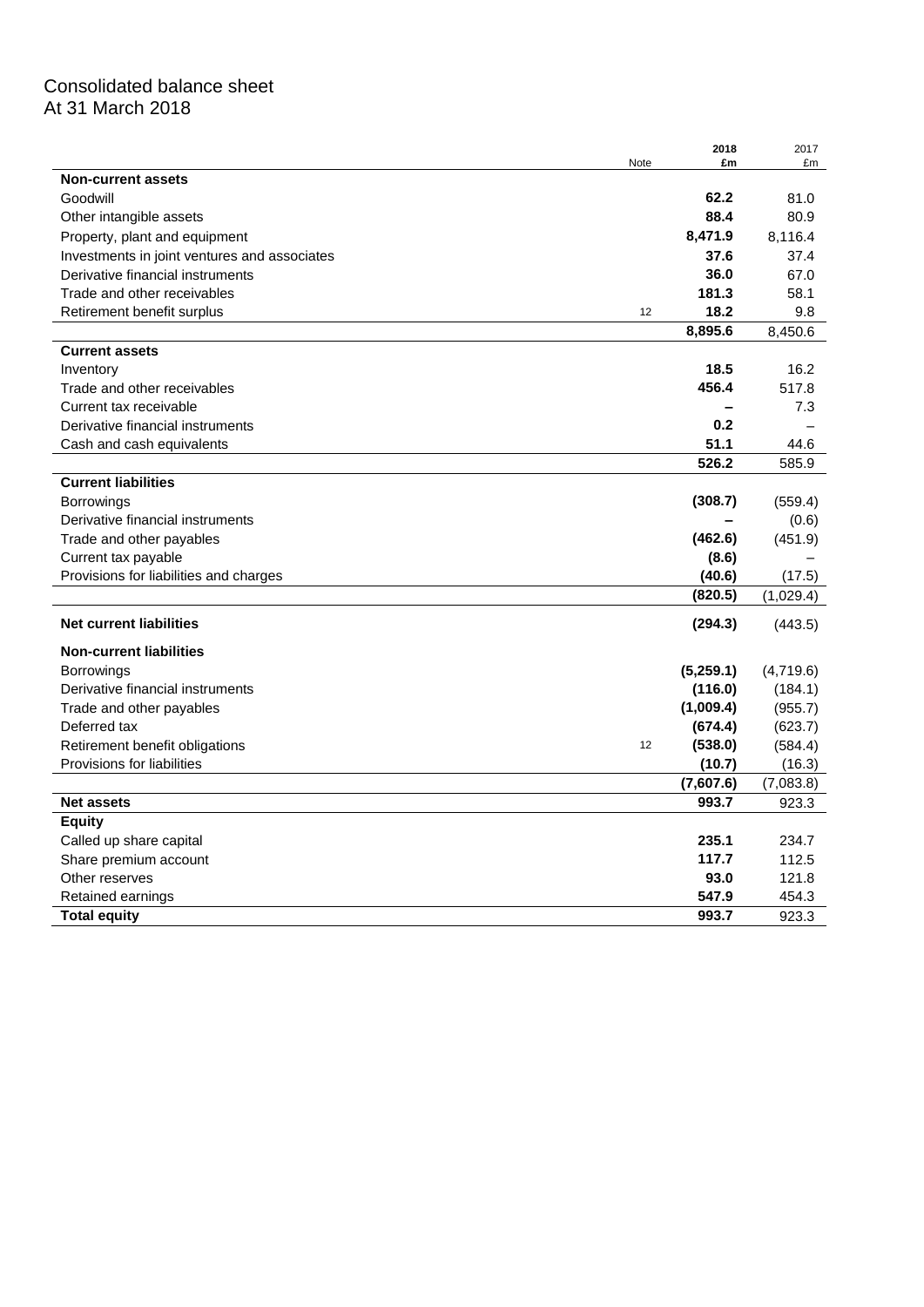# Consolidated balance sheet
At 31 March 2018

| | Note | 2018 £m | 2017 £m |
|---|---|---|---|
| **Non-current assets** | | | |
| Goodwill | | **62.2** | 81.0 |
| Other intangible assets | | **88.4** | 80.9 |
| Property, plant and equipment | | **8,471.9** | 8,116.4 |
| Investments in joint ventures and associates | | **37.6** | 37.4 |
| Derivative financial instruments | | **36.0** | 67.0 |
| Trade and other receivables | | **181.3** | 58.1 |
| Retirement benefit surplus | 12 | **18.2** | 9.8 |
| | | **8,895.6** | 8,450.6 |
| **Current assets** | | | |
| Inventory | | **18.5** | 16.2 |
| Trade and other receivables | | **456.4** | 517.8 |
| Current tax receivable | | **–** | 7.3 |
| Derivative financial instruments | | **0.2** | – |
| Cash and cash equivalents | | **51.1** | 44.6 |
| | | **526.2** | 585.9 |
| **Current liabilities** | | | |
| Borrowings | | **(308.7)** | (559.4) |
| Derivative financial instruments | | **–** | (0.6) |
| Trade and other payables | | **(462.6)** | (451.9) |
| Current tax payable | | **(8.6)** | – |
| Provisions for liabilities and charges | | **(40.6)** | (17.5) |
| | | **(820.5)** | (1,029.4) |
| **Net current liabilities** | | **(294.3)** | (443.5) |
| **Non-current liabilities** | | | |
| Borrowings | | **(5,259.1)** | (4,719.6) |
| Derivative financial instruments | | **(116.0)** | (184.1) |
| Trade and other payables | | **(1,009.4)** | (955.7) |
| Deferred tax | | **(674.4)** | (623.7) |
| Retirement benefit obligations | 12 | **(538.0)** | (584.4) |
| Provisions for liabilities | | **(10.7)** | (16.3) |
| | | **(7,607.6)** | (7,083.8) |
| **Net assets** | | **993.7** | 923.3 |
| **Equity** | | | |
| Called up share capital | | **235.1** | 234.7 |
| Share premium account | | **117.7** | 112.5 |
| Other reserves | | **93.0** | 121.8 |
| Retained earnings | | **547.9** | 454.3 |
| **Total equity** | | **993.7** | 923.3 |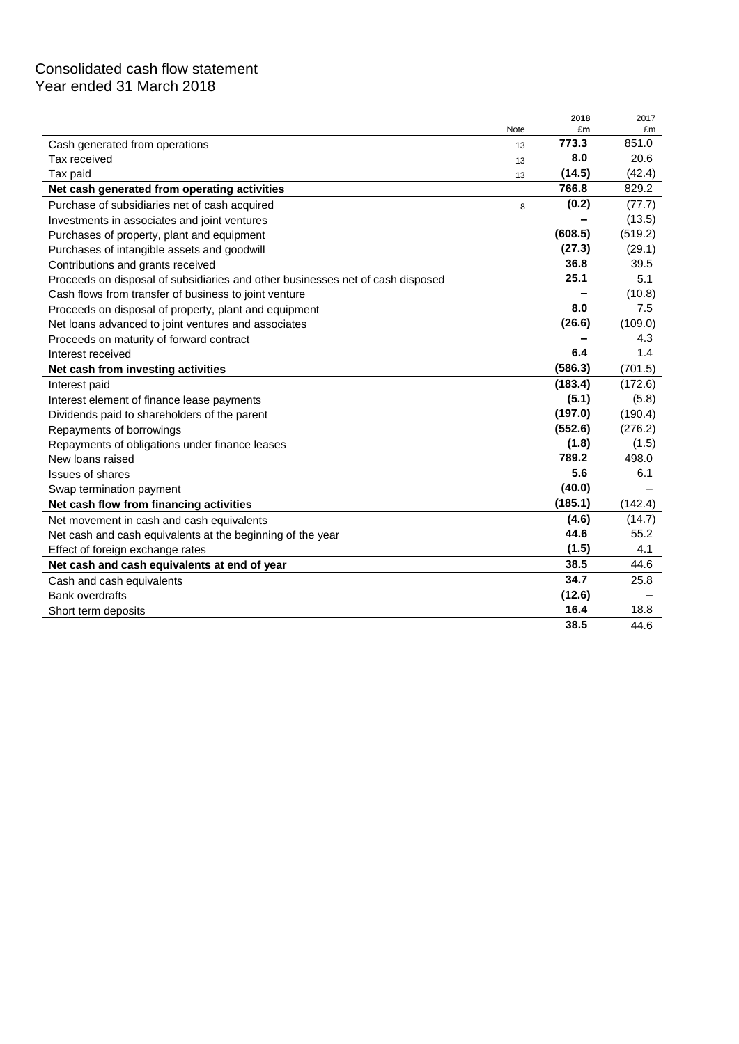# Consolidated cash flow statement
Year ended 31 March 2018

| | Note | 2018 £m | 2017 £m |
|---|---|---|---|
| Cash generated from operations | 13 | **773.3** | 851.0 |
| Tax received | 13 | **8.0** | 20.6 |
| Tax paid | 13 | **(14.5)** | (42.4) |
| **Net cash generated from operating activities** | | **766.8** | 829.2 |
| Purchase of subsidiaries net of cash acquired | 8 | **(0.2)** | (77.7) |
| Investments in associates and joint ventures | | **–** | (13.5) |
| Purchases of property, plant and equipment | | **(608.5)** | (519.2) |
| Purchases of intangible assets and goodwill | | **(27.3)** | (29.1) |
| Contributions and grants received | | **36.8** | 39.5 |
| Proceeds on disposal of subsidiaries and other businesses net of cash disposed | | **25.1** | 5.1 |
| Cash flows from transfer of business to joint venture | | **–** | (10.8) |
| Proceeds on disposal of property, plant and equipment | | **8.0** | 7.5 |
| Net loans advanced to joint ventures and associates | | **(26.6)** | (109.0) |
| Proceeds on maturity of forward contract | | **–** | 4.3 |
| Interest received | | **6.4** | 1.4 |
| **Net cash from investing activities** | | **(586.3)** | (701.5) |
| Interest paid | | **(183.4)** | (172.6) |
| Interest element of finance lease payments | | **(5.1)** | (5.8) |
| Dividends paid to shareholders of the parent | | **(197.0)** | (190.4) |
| Repayments of borrowings | | **(552.6)** | (276.2) |
| Repayments of obligations under finance leases | | **(1.8)** | (1.5) |
| New loans raised | | **789.2** | 498.0 |
| Issues of shares | | **5.6** | 6.1 |
| Swap termination payment | | **(40.0)** | – |
| **Net cash flow from financing activities** | | **(185.1)** | (142.4) |
| Net movement in cash and cash equivalents | | **(4.6)** | (14.7) |
| Net cash and cash equivalents at the beginning of the year | | **44.6** | 55.2 |
| Effect of foreign exchange rates | | **(1.5)** | 4.1 |
| **Net cash and cash equivalents at end of year** | | **38.5** | 44.6 |
| Cash and cash equivalents | | **34.7** | 25.8 |
| Bank overdrafts | | **(12.6)** | – |
| Short term deposits | | **16.4** | 18.8 |
| | | **38.5** | 44.6 |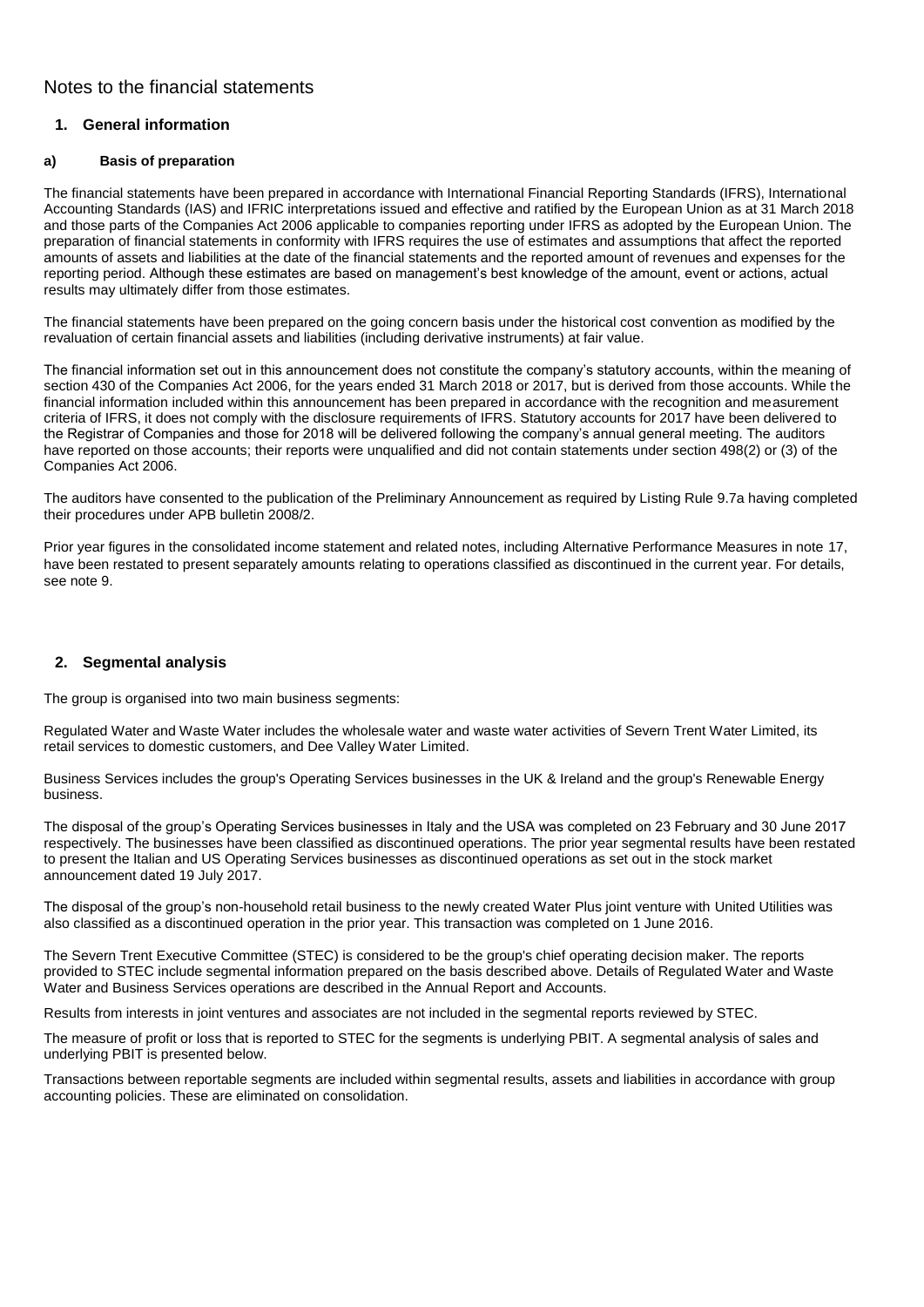# Notes to the financial statements

## 1. General information

### a) Basis of preparation

The financial statements have been prepared in accordance with International Financial Reporting Standards (IFRS), International Accounting Standards (IAS) and IFRIC interpretations issued and effective and ratified by the European Union as at 31 March 2018 and those parts of the Companies Act 2006 applicable to companies reporting under IFRS as adopted by the European Union. The preparation of financial statements in conformity with IFRS requires the use of estimates and assumptions that affect the reported amounts of assets and liabilities at the date of the financial statements and the reported amount of revenues and expenses for the reporting period. Although these estimates are based on management's best knowledge of the amount, event or actions, actual results may ultimately differ from those estimates.

The financial statements have been prepared on the going concern basis under the historical cost convention as modified by the revaluation of certain financial assets and liabilities (including derivative instruments) at fair value.

The financial information set out in this announcement does not constitute the company's statutory accounts, within the meaning of section 430 of the Companies Act 2006, for the years ended 31 March 2018 or 2017, but is derived from those accounts. While the financial information included within this announcement has been prepared in accordance with the recognition and measurement criteria of IFRS, it does not comply with the disclosure requirements of IFRS. Statutory accounts for 2017 have been delivered to the Registrar of Companies and those for 2018 will be delivered following the company's annual general meeting. The auditors have reported on those accounts; their reports were unqualified and did not contain statements under section 498(2) or (3) of the Companies Act 2006.

The auditors have consented to the publication of the Preliminary Announcement as required by Listing Rule 9.7a having completed their procedures under APB bulletin 2008/2.

Prior year figures in the consolidated income statement and related notes, including Alternative Performance Measures in note 17, have been restated to present separately amounts relating to operations classified as discontinued in the current year. For details, see note 9.

## 2. Segmental analysis

The group is organised into two main business segments:

Regulated Water and Waste Water includes the wholesale water and waste water activities of Severn Trent Water Limited, its retail services to domestic customers, and Dee Valley Water Limited.

Business Services includes the group's Operating Services businesses in the UK & Ireland and the group's Renewable Energy business.

The disposal of the group's Operating Services businesses in Italy and the USA was completed on 23 February and 30 June 2017 respectively. The businesses have been classified as discontinued operations. The prior year segmental results have been restated to present the Italian and US Operating Services businesses as discontinued operations as set out in the stock market announcement dated 19 July 2017.

The disposal of the group's non-household retail business to the newly created Water Plus joint venture with United Utilities was also classified as a discontinued operation in the prior year. This transaction was completed on 1 June 2016.

The Severn Trent Executive Committee (STEC) is considered to be the group's chief operating decision maker. The reports provided to STEC include segmental information prepared on the basis described above. Details of Regulated Water and Waste Water and Business Services operations are described in the Annual Report and Accounts.

Results from interests in joint ventures and associates are not included in the segmental reports reviewed by STEC.

The measure of profit or loss that is reported to STEC for the segments is underlying PBIT. A segmental analysis of sales and underlying PBIT is presented below.

Transactions between reportable segments are included within segmental results, assets and liabilities in accordance with group accounting policies. These are eliminated on consolidation.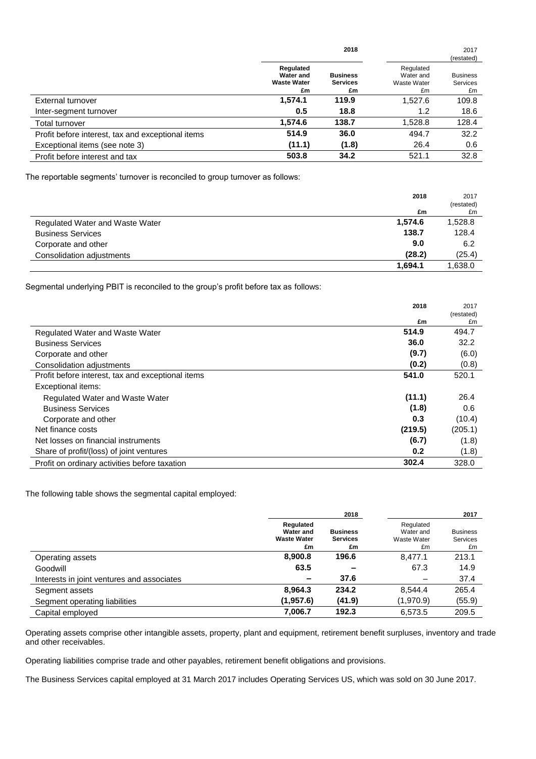| | 2018 | | 2017 (restated) | |
|---|---|---|---|---|
| | **Regulated Water and Waste Water £m** | **Business Services £m** | Regulated Water and Waste Water £m | Business Services £m |
| External turnover | **1,574.1** | **119.9** | 1,527.6 | 109.8 |
| Inter-segment turnover | **0.5** | **18.8** | 1.2 | 18.6 |
| Total turnover | **1,574.6** | **138.7** | 1,528.8 | 128.4 |
| Profit before interest, tax and exceptional items | **514.9** | **36.0** | 494.7 | 32.2 |
| Exceptional items (see note 3) | **(11.1)** | **(1.8)** | 26.4 | 0.6 |
| Profit before interest and tax | **503.8** | **34.2** | 521.1 | 32.8 |

The reportable segments' turnover is reconciled to group turnover as follows:

| | **2018 £m** | 2017 (restated) £m |
|---|---|---|
| Regulated Water and Waste Water | **1,574.6** | 1,528.8 |
| Business Services | **138.7** | 128.4 |
| Corporate and other | **9.0** | 6.2 |
| Consolidation adjustments | **(28.2)** | (25.4) |
| | **1,694.1** | 1,638.0 |

Segmental underlying PBIT is reconciled to the group's profit before tax as follows:

| | **2018 £m** | 2017 (restated) £m |
|---|---|---|
| Regulated Water and Waste Water | **514.9** | 494.7 |
| Business Services | **36.0** | 32.2 |
| Corporate and other | **(9.7)** | (6.0) |
| Consolidation adjustments | **(0.2)** | (0.8) |
| Profit before interest, tax and exceptional items | **541.0** | 520.1 |
| Exceptional items: | | |
| Regulated Water and Waste Water | **(11.1)** | 26.4 |
| Business Services | **(1.8)** | 0.6 |
| Corporate and other | **0.3** | (10.4) |
| Net finance costs | **(219.5)** | (205.1) |
| Net losses on financial instruments | **(6.7)** | (1.8) |
| Share of profit/(loss) of joint ventures | **0.2** | (1.8) |
| Profit on ordinary activities before taxation | **302.4** | 328.0 |

The following table shows the segmental capital employed:

| | 2018 | | 2017 | |
|---|---|---|---|---|
| | **Regulated Water and Waste Water £m** | **Business Services £m** | Regulated Water and Waste Water £m | Business Services £m |
| Operating assets | **8,900.8** | **196.6** | 8,477.1 | 213.1 |
| Goodwill | **63.5** | **–** | 67.3 | 14.9 |
| Interests in joint ventures and associates | **–** | **37.6** | – | 37.4 |
| Segment assets | **8,964.3** | **234.2** | 8,544.4 | 265.4 |
| Segment operating liabilities | **(1,957.6)** | **(41.9)** | (1,970.9) | (55.9) |
| Capital employed | **7,006.7** | **192.3** | 6,573.5 | 209.5 |

Operating assets comprise other intangible assets, property, plant and equipment, retirement benefit surpluses, inventory and trade and other receivables.

Operating liabilities comprise trade and other payables, retirement benefit obligations and provisions.

The Business Services capital employed at 31 March 2017 includes Operating Services US, which was sold on 30 June 2017.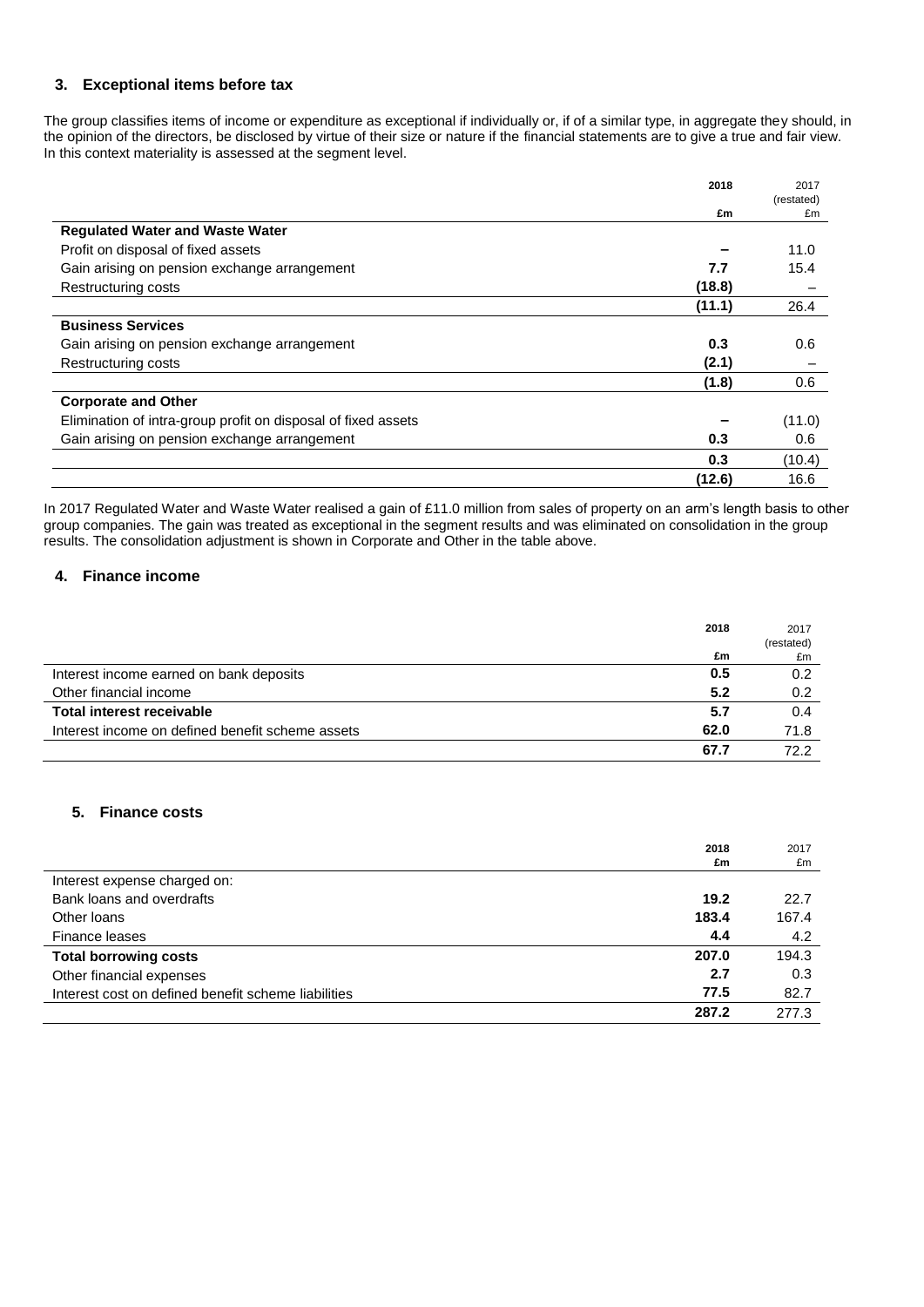## 3. Exceptional items before tax

The group classifies items of income or expenditure as exceptional if individually or, if of a similar type, in aggregate they should, in the opinion of the directors, be disclosed by virtue of their size or nature if the financial statements are to give a true and fair view. In this context materiality is assessed at the segment level.

| | 2018 £m | 2017 (restated) £m |
|---|---|---|
| **Regulated Water and Waste Water** | | |
| Profit on disposal of fixed assets | – | 11.0 |
| Gain arising on pension exchange arrangement | 7.7 | 15.4 |
| Restructuring costs | (18.8) | – |
| | (11.1) | 26.4 |
| **Business Services** | | |
| Gain arising on pension exchange arrangement | 0.3 | 0.6 |
| Restructuring costs | (2.1) | – |
| | (1.8) | 0.6 |
| **Corporate and Other** | | |
| Elimination of intra-group profit on disposal of fixed assets | – | (11.0) |
| Gain arising on pension exchange arrangement | 0.3 | 0.6 |
| | 0.3 | (10.4) |
| | (12.6) | 16.6 |

In 2017 Regulated Water and Waste Water realised a gain of £11.0 million from sales of property on an arm's length basis to other group companies. The gain was treated as exceptional in the segment results and was eliminated on consolidation in the group results. The consolidation adjustment is shown in Corporate and Other in the table above.

## 4. Finance income

| | 2018 £m | 2017 (restated) £m |
|---|---|---|
| Interest income earned on bank deposits | 0.5 | 0.2 |
| Other financial income | 5.2 | 0.2 |
| **Total interest receivable** | 5.7 | 0.4 |
| Interest income on defined benefit scheme assets | 62.0 | 71.8 |
| | 67.7 | 72.2 |

## 5. Finance costs

| | 2018 £m | 2017 £m |
|---|---|---|
| Interest expense charged on: | | |
| Bank loans and overdrafts | 19.2 | 22.7 |
| Other loans | 183.4 | 167.4 |
| Finance leases | 4.4 | 4.2 |
| **Total borrowing costs** | 207.0 | 194.3 |
| Other financial expenses | 2.7 | 0.3 |
| Interest cost on defined benefit scheme liabilities | 77.5 | 82.7 |
| | 287.2 | 277.3 |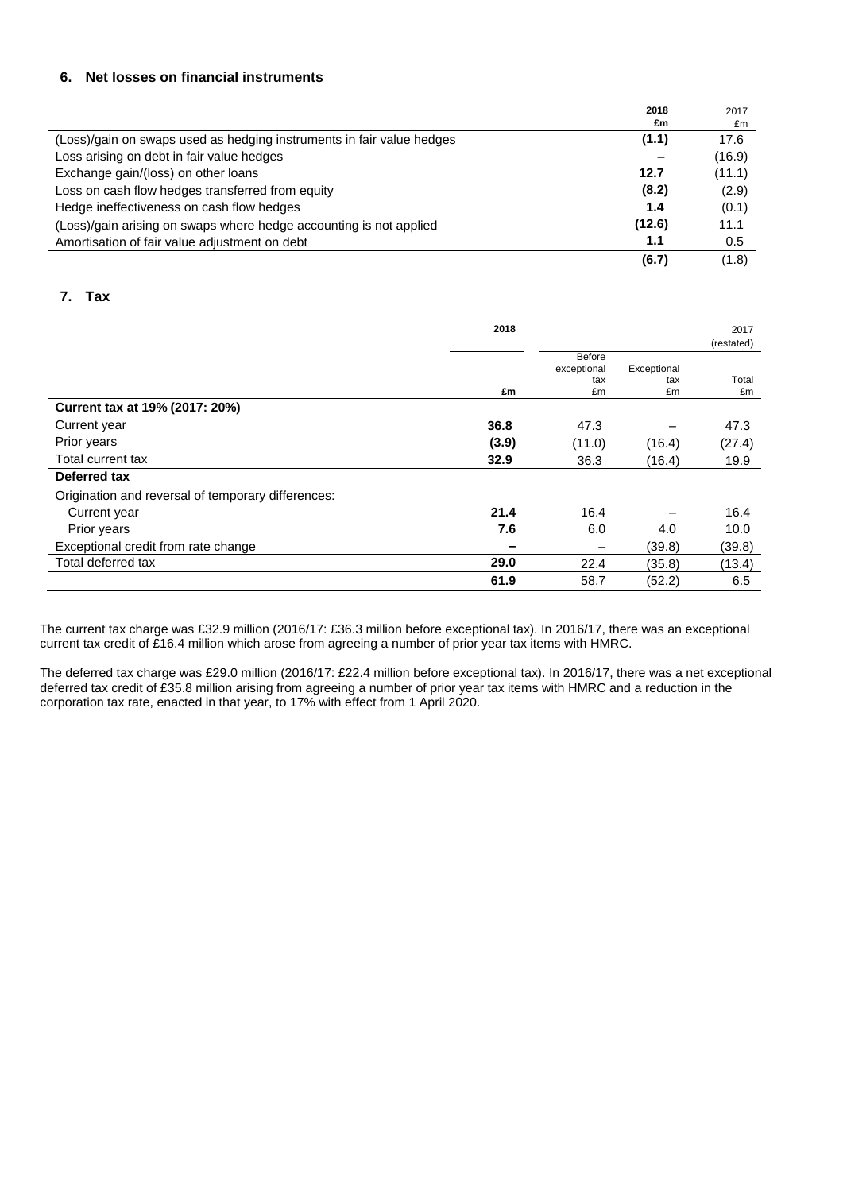## 6. Net losses on financial instruments

| | **2018** **£m** | 2017 £m |
|---|---|---|
| (Loss)/gain on swaps used as hedging instruments in fair value hedges | **(1.1)** | 17.6 |
| Loss arising on debt in fair value hedges | **–** | (16.9) |
| Exchange gain/(loss) on other loans | **12.7** | (11.1) |
| Loss on cash flow hedges transferred from equity | **(8.2)** | (2.9) |
| Hedge ineffectiveness on cash flow hedges | **1.4** | (0.1) |
| (Loss)/gain arising on swaps where hedge accounting is not applied | **(12.6)** | 11.1 |
| Amortisation of fair value adjustment on debt | **1.1** | 0.5 |
| | **(6.7)** | (1.8) |

## 7. Tax

| | **2018** | | | 2017 (restated) |
|---|---|---|---|---|
| | **£m** | Before exceptional tax £m | Exceptional tax £m | Total £m |
| **Current tax at 19% (2017: 20%)** | | | | |
| Current year | **36.8** | 47.3 | – | 47.3 |
| Prior years | **(3.9)** | (11.0) | (16.4) | (27.4) |
| Total current tax | **32.9** | 36.3 | (16.4) | 19.9 |
| **Deferred tax** | | | | |
| Origination and reversal of temporary differences: | | | | |
| Current year | **21.4** | 16.4 | – | 16.4 |
| Prior years | **7.6** | 6.0 | 4.0 | 10.0 |
| Exceptional credit from rate change | **–** | – | (39.8) | (39.8) |
| Total deferred tax | **29.0** | 22.4 | (35.8) | (13.4) |
| | **61.9** | 58.7 | (52.2) | 6.5 |

The current tax charge was £32.9 million (2016/17: £36.3 million before exceptional tax). In 2016/17, there was an exceptional current tax credit of £16.4 million which arose from agreeing a number of prior year tax items with HMRC.

The deferred tax charge was £29.0 million (2016/17: £22.4 million before exceptional tax). In 2016/17, there was a net exceptional deferred tax credit of £35.8 million arising from agreeing a number of prior year tax items with HMRC and a reduction in the corporation tax rate, enacted in that year, to 17% with effect from 1 April 2020.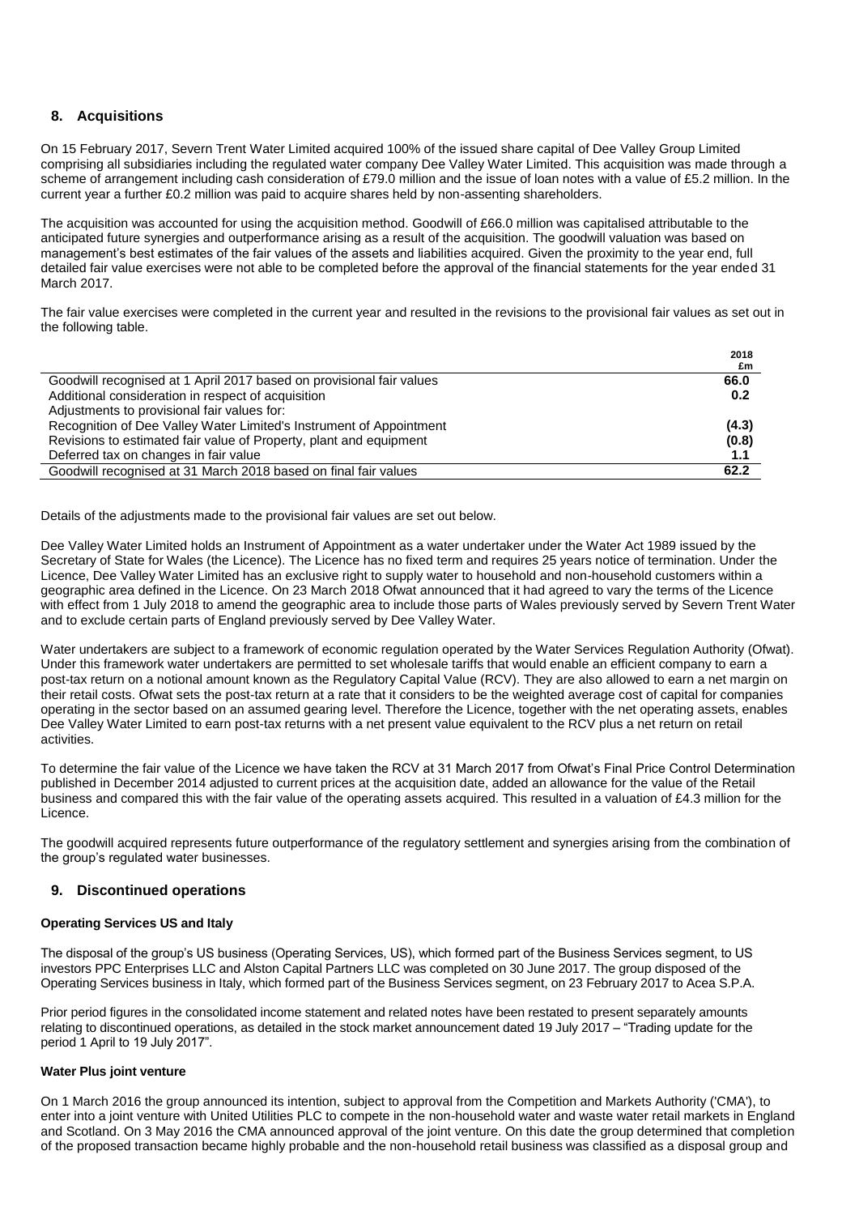## 8. Acquisitions

On 15 February 2017, Severn Trent Water Limited acquired 100% of the issued share capital of Dee Valley Group Limited comprising all subsidiaries including the regulated water company Dee Valley Water Limited. This acquisition was made through a scheme of arrangement including cash consideration of £79.0 million and the issue of loan notes with a value of £5.2 million. In the current year a further £0.2 million was paid to acquire shares held by non-assenting shareholders.

The acquisition was accounted for using the acquisition method. Goodwill of £66.0 million was capitalised attributable to the anticipated future synergies and outperformance arising as a result of the acquisition. The goodwill valuation was based on management's best estimates of the fair values of the assets and liabilities acquired. Given the proximity to the year end, full detailed fair value exercises were not able to be completed before the approval of the financial statements for the year ended 31 March 2017.

The fair value exercises were completed in the current year and resulted in the revisions to the provisional fair values as set out in the following table.

| | 2018 £m |
|---|---|
| Goodwill recognised at 1 April 2017 based on provisional fair values | **66.0** |
| Additional consideration in respect of acquisition | 0.2 |
| Adjustments to provisional fair values for: | |
| Recognition of Dee Valley Water Limited's Instrument of Appointment | (4.3) |
| Revisions to estimated fair value of Property, plant and equipment | (0.8) |
| Deferred tax on changes in fair value | 1.1 |
| Goodwill recognised at 31 March 2018 based on final fair values | **62.2** |

Details of the adjustments made to the provisional fair values are set out below.

Dee Valley Water Limited holds an Instrument of Appointment as a water undertaker under the Water Act 1989 issued by the Secretary of State for Wales (the Licence). The Licence has no fixed term and requires 25 years notice of termination. Under the Licence, Dee Valley Water Limited has an exclusive right to supply water to household and non-household customers within a geographic area defined in the Licence. On 23 March 2018 Ofwat announced that it had agreed to vary the terms of the Licence with effect from 1 July 2018 to amend the geographic area to include those parts of Wales previously served by Severn Trent Water and to exclude certain parts of England previously served by Dee Valley Water.

Water undertakers are subject to a framework of economic regulation operated by the Water Services Regulation Authority (Ofwat). Under this framework water undertakers are permitted to set wholesale tariffs that would enable an efficient company to earn a post-tax return on a notional amount known as the Regulatory Capital Value (RCV). They are also allowed to earn a net margin on their retail costs. Ofwat sets the post-tax return at a rate that it considers to be the weighted average cost of capital for companies operating in the sector based on an assumed gearing level. Therefore the Licence, together with the net operating assets, enables Dee Valley Water Limited to earn post-tax returns with a net present value equivalent to the RCV plus a net return on retail activities.

To determine the fair value of the Licence we have taken the RCV at 31 March 2017 from Ofwat's Final Price Control Determination published in December 2014 adjusted to current prices at the acquisition date, added an allowance for the value of the Retail business and compared this with the fair value of the operating assets acquired. This resulted in a valuation of £4.3 million for the Licence.

The goodwill acquired represents future outperformance of the regulatory settlement and synergies arising from the combination of the group's regulated water businesses.

## 9. Discontinued operations

### Operating Services US and Italy

The disposal of the group's US business (Operating Services, US), which formed part of the Business Services segment, to US investors PPC Enterprises LLC and Alston Capital Partners LLC was completed on 30 June 2017. The group disposed of the Operating Services business in Italy, which formed part of the Business Services segment, on 23 February 2017 to Acea S.P.A.

Prior period figures in the consolidated income statement and related notes have been restated to present separately amounts relating to discontinued operations, as detailed in the stock market announcement dated 19 July 2017 – "Trading update for the period 1 April to 19 July 2017".

### Water Plus joint venture

On 1 March 2016 the group announced its intention, subject to approval from the Competition and Markets Authority ('CMA'), to enter into a joint venture with United Utilities PLC to compete in the non-household water and waste water retail markets in England and Scotland. On 3 May 2016 the CMA announced approval of the joint venture. On this date the group determined that completion of the proposed transaction became highly probable and the non-household retail business was classified as a disposal group and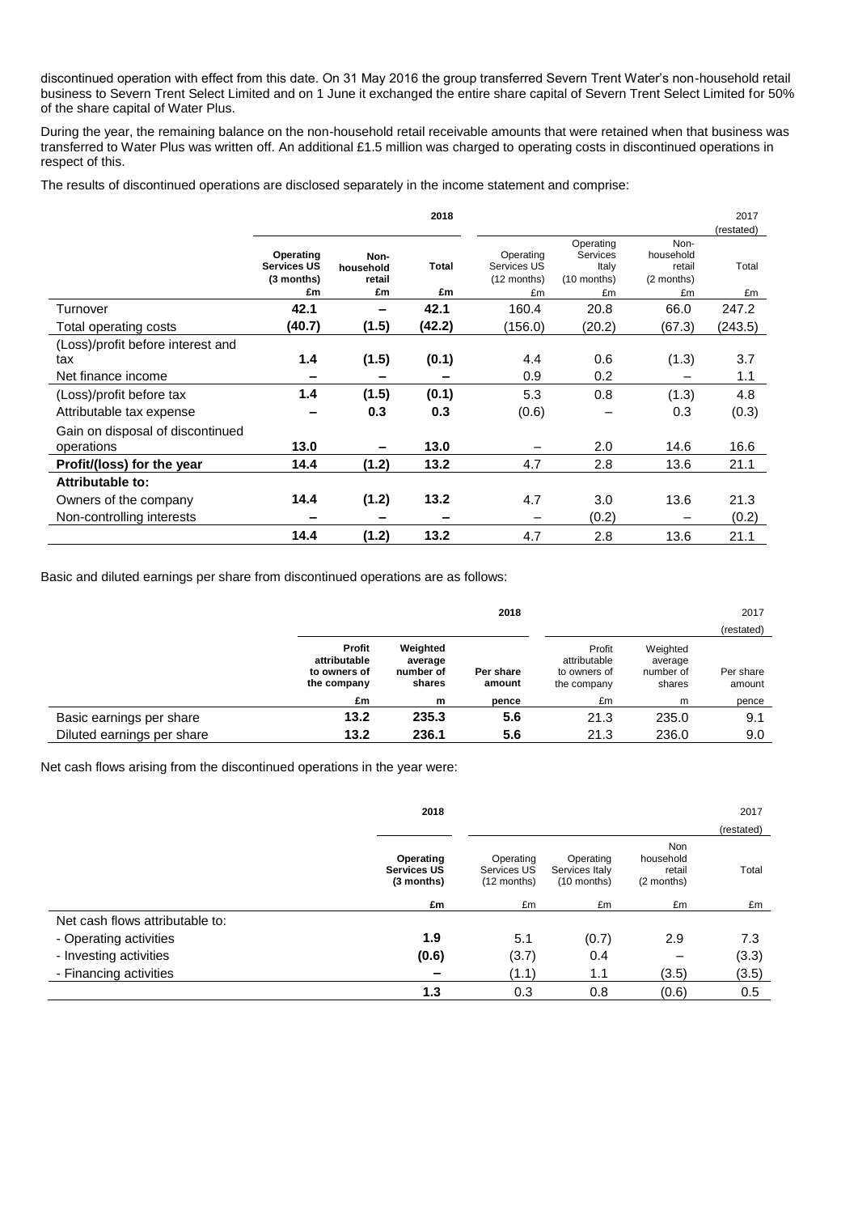discontinued operation with effect from this date. On 31 May 2016 the group transferred Severn Trent Water's non-household retail business to Severn Trent Select Limited and on 1 June it exchanged the entire share capital of Severn Trent Select Limited for 50% of the share capital of Water Plus.

During the year, the remaining balance on the non-household retail receivable amounts that were retained when that business was transferred to Water Plus was written off. An additional £1.5 million was charged to operating costs in discontinued operations in respect of this.

The results of discontinued operations are disclosed separately in the income statement and comprise:

| | 2018 | | | 2017 (restated) | | | |
|---|---|---|---|---|---|---|---|
| | **Operating Services US (3 months)** | **Non-household retail** | **Total** | Operating Services US (12 months) | Operating Services Italy (10 months) | Non-household retail (2 months) | Total |
| | **£m** | **£m** | **£m** | £m | £m | £m | £m |
| Turnover | **42.1** | **–** | **42.1** | 160.4 | 20.8 | 66.0 | 247.2 |
| Total operating costs | **(40.7)** | **(1.5)** | **(42.2)** | (156.0) | (20.2) | (67.3) | (243.5) |
| (Loss)/profit before interest and tax | **1.4** | **(1.5)** | **(0.1)** | 4.4 | 0.6 | (1.3) | 3.7 |
| Net finance income | **–** | **–** | **–** | 0.9 | 0.2 | – | 1.1 |
| (Loss)/profit before tax | **1.4** | **(1.5)** | **(0.1)** | 5.3 | 0.8 | (1.3) | 4.8 |
| Attributable tax expense | **–** | **0.3** | **0.3** | (0.6) | – | 0.3 | (0.3) |
| Gain on disposal of discontinued operations | **13.0** | **–** | **13.0** | – | 2.0 | 14.6 | 16.6 |
| **Profit/(loss) for the year** | **14.4** | **(1.2)** | **13.2** | 4.7 | 2.8 | 13.6 | 21.1 |
| **Attributable to:** | | | | | | | |
| Owners of the company | **14.4** | **(1.2)** | **13.2** | 4.7 | 3.0 | 13.6 | 21.3 |
| Non-controlling interests | **–** | **–** | **–** | – | (0.2) | – | (0.2) |
| | **14.4** | **(1.2)** | **13.2** | 4.7 | 2.8 | 13.6 | 21.1 |

Basic and diluted earnings per share from discontinued operations are as follows:

| | 2018 | | | 2017 (restated) | | |
|---|---|---|---|---|---|---|
| | **Profit attributable to owners of the company** | **Weighted average number of shares** | **Per share amount** | Profit attributable to owners of the company | Weighted average number of shares | Per share amount |
| | **£m** | **m** | **pence** | £m | m | pence |
| Basic earnings per share | **13.2** | **235.3** | **5.6** | 21.3 | 235.0 | 9.1 |
| Diluted earnings per share | **13.2** | **236.1** | **5.6** | 21.3 | 236.0 | 9.0 |

Net cash flows arising from the discontinued operations in the year were:

| | 2018 | 2017 (restated) | | | |
|---|---|---|---|---|---|
| | **Operating Services US (3 months)** | Operating Services US (12 months) | Operating Services Italy (10 months) | Non household retail (2 months) | Total |
| | **£m** | £m | £m | £m | £m |
| Net cash flows attributable to: | | | | | |
| - Operating activities | **1.9** | 5.1 | (0.7) | 2.9 | 7.3 |
| - Investing activities | **(0.6)** | (3.7) | 0.4 | – | (3.3) |
| - Financing activities | **–** | (1.1) | 1.1 | (3.5) | (3.5) |
| | **1.3** | 0.3 | 0.8 | (0.6) | 0.5 |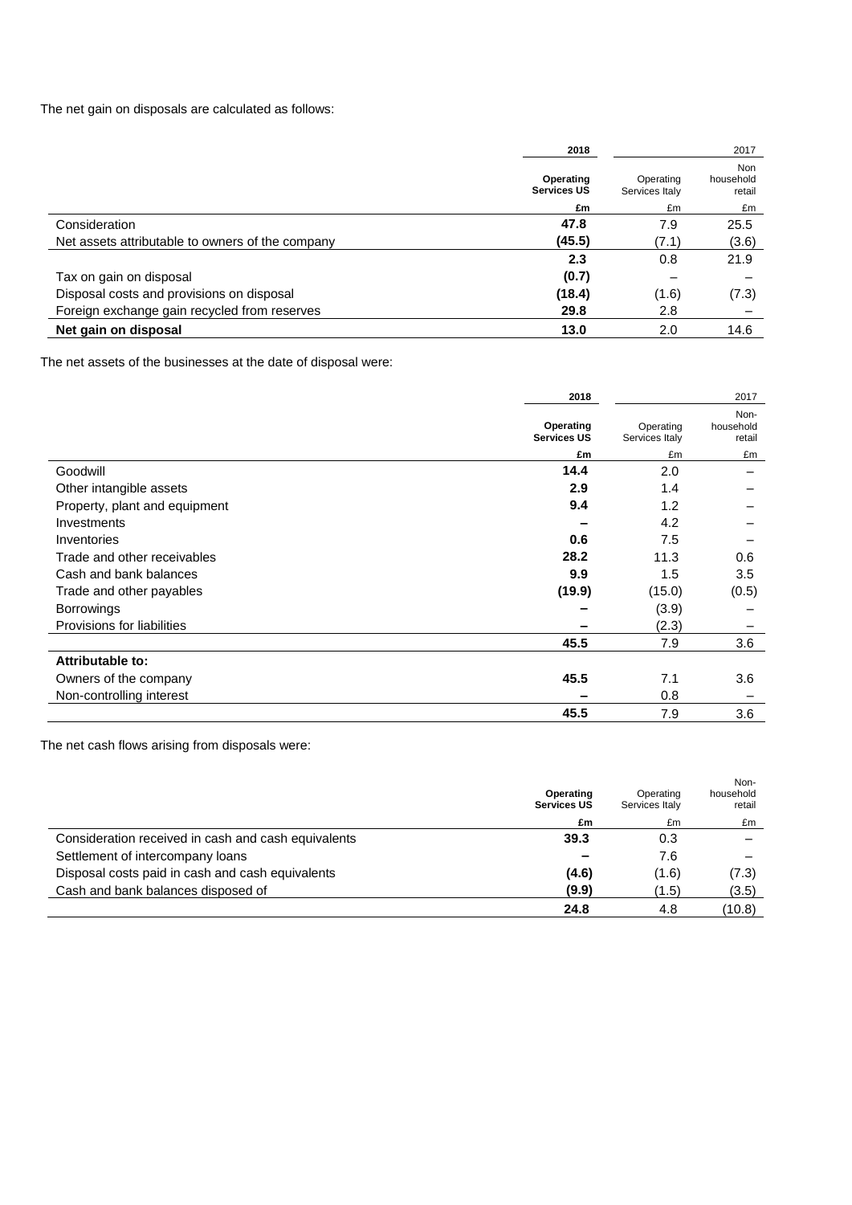The net gain on disposals are calculated as follows:

| | 2018 | | 2017 |
|---|---|---|---|
| | **Operating Services US** | Operating Services Italy | Non household retail |
| | **£m** | £m | £m |
| Consideration | **47.8** | 7.9 | 25.5 |
| Net assets attributable to owners of the company | **(45.5)** | (7.1) | (3.6) |
| | **2.3** | 0.8 | 21.9 |
| Tax on gain on disposal | **(0.7)** | – | – |
| Disposal costs and provisions on disposal | **(18.4)** | (1.6) | (7.3) |
| Foreign exchange gain recycled from reserves | **29.8** | 2.8 | – |
| **Net gain on disposal** | **13.0** | 2.0 | 14.6 |

The net assets of the businesses at the date of disposal were:

| | 2018 | | 2017 |
|---|---|---|---|
| | **Operating Services US** | Operating Services Italy | Non-household retail |
| | **£m** | £m | £m |
| Goodwill | **14.4** | 2.0 | – |
| Other intangible assets | **2.9** | 1.4 | – |
| Property, plant and equipment | **9.4** | 1.2 | – |
| Investments | **–** | 4.2 | – |
| Inventories | **0.6** | 7.5 | – |
| Trade and other receivables | **28.2** | 11.3 | 0.6 |
| Cash and bank balances | **9.9** | 1.5 | 3.5 |
| Trade and other payables | **(19.9)** | (15.0) | (0.5) |
| Borrowings | **–** | (3.9) | – |
| Provisions for liabilities | **–** | (2.3) | – |
| | **45.5** | 7.9 | 3.6 |
| **Attributable to:** | | | |
| Owners of the company | **45.5** | 7.1 | 3.6 |
| Non-controlling interest | **–** | 0.8 | – |
| | **45.5** | 7.9 | 3.6 |

The net cash flows arising from disposals were:

| | **Operating Services US** | Operating Services Italy | Non-household retail |
|---|---|---|---|
| | **£m** | £m | £m |
| Consideration received in cash and cash equivalents | **39.3** | 0.3 | – |
| Settlement of intercompany loans | **–** | 7.6 | – |
| Disposal costs paid in cash and cash equivalents | **(4.6)** | (1.6) | (7.3) |
| Cash and bank balances disposed of | **(9.9)** | (1.5) | (3.5) |
| | **24.8** | 4.8 | (10.8) |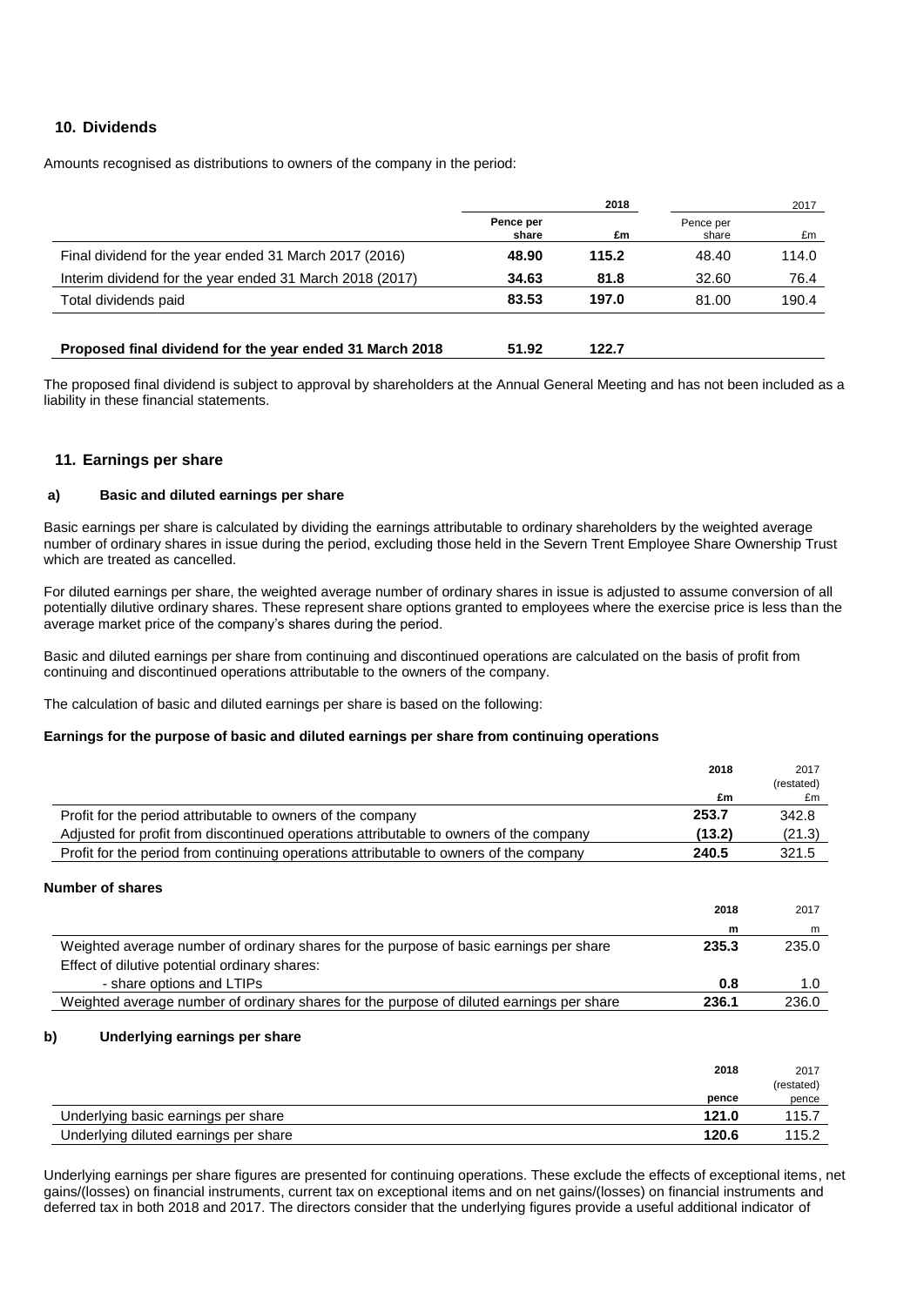## 10. Dividends

Amounts recognised as distributions to owners of the company in the period:

| | 2018 | | 2017 | |
|---|---|---|---|---|
| | **Pence per share** | **£m** | Pence per share | £m |
| Final dividend for the year ended 31 March 2017 (2016) | **48.90** | **115.2** | 48.40 | 114.0 |
| Interim dividend for the year ended 31 March 2018 (2017) | **34.63** | **81.8** | 32.60 | 76.4 |
| Total dividends paid | **83.53** | **197.0** | 81.00 | 190.4 |
| | | | | |
| **Proposed final dividend for the year ended 31 March 2018** | **51.92** | **122.7** | | |

The proposed final dividend is subject to approval by shareholders at the Annual General Meeting and has not been included as a liability in these financial statements.

## 11. Earnings per share

### a) Basic and diluted earnings per share

Basic earnings per share is calculated by dividing the earnings attributable to ordinary shareholders by the weighted average number of ordinary shares in issue during the period, excluding those held in the Severn Trent Employee Share Ownership Trust which are treated as cancelled.

For diluted earnings per share, the weighted average number of ordinary shares in issue is adjusted to assume conversion of all potentially dilutive ordinary shares. These represent share options granted to employees where the exercise price is less than the average market price of the company's shares during the period.

Basic and diluted earnings per share from continuing and discontinued operations are calculated on the basis of profit from continuing and discontinued operations attributable to the owners of the company.

The calculation of basic and diluted earnings per share is based on the following:

**Earnings for the purpose of basic and diluted earnings per share from continuing operations**

| | 2018 | 2017 (restated) |
|---|---|---|
| | **£m** | £m |
| Profit for the period attributable to owners of the company | **253.7** | 342.8 |
| Adjusted for profit from discontinued operations attributable to owners of the company | **(13.2)** | (21.3) |
| Profit for the period from continuing operations attributable to owners of the company | **240.5** | 321.5 |

**Number of shares**

| | 2018 | 2017 |
|---|---|---|
| | **m** | m |
| Weighted average number of ordinary shares for the purpose of basic earnings per share | **235.3** | 235.0 |
| Effect of dilutive potential ordinary shares: | | |
| - share options and LTIPs | **0.8** | 1.0 |
| Weighted average number of ordinary shares for the purpose of diluted earnings per share | **236.1** | 236.0 |

### b) Underlying earnings per share

| | 2018 | 2017 (restated) |
|---|---|---|
| | **pence** | pence |
| Underlying basic earnings per share | **121.0** | 115.7 |
| Underlying diluted earnings per share | **120.6** | 115.2 |

Underlying earnings per share figures are presented for continuing operations. These exclude the effects of exceptional items, net gains/(losses) on financial instruments, current tax on exceptional items and on net gains/(losses) on financial instruments and deferred tax in both 2018 and 2017. The directors consider that the underlying figures provide a useful additional indicator of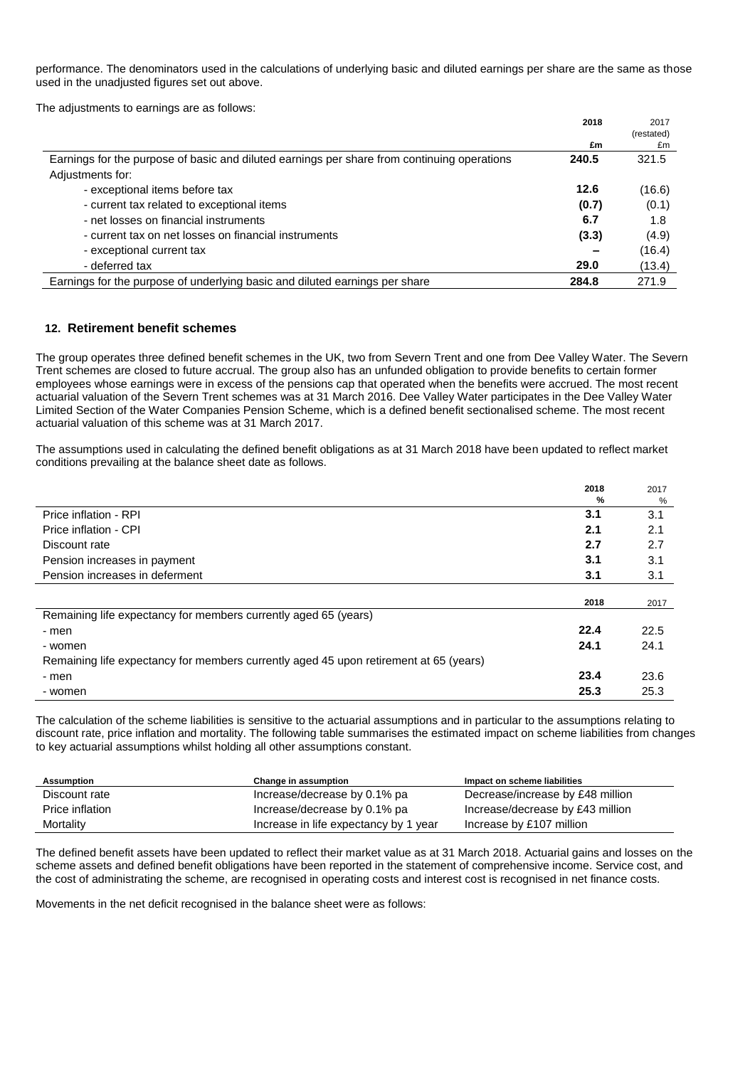performance. The denominators used in the calculations of underlying basic and diluted earnings per share are the same as those used in the unadjusted figures set out above.

The adjustments to earnings are as follows:

| | 2018 | 2017 (restated) |
|---|---|---|
| | £m | £m |
| Earnings for the purpose of basic and diluted earnings per share from continuing operations | **240.5** | 321.5 |
| Adjustments for: | | |
| - exceptional items before tax | **12.6** | (16.6) |
| - current tax related to exceptional items | **(0.7)** | (0.1) |
| - net losses on financial instruments | **6.7** | 1.8 |
| - current tax on net losses on financial instruments | **(3.3)** | (4.9) |
| - exceptional current tax | **–** | (16.4) |
| - deferred tax | **29.0** | (13.4) |
| Earnings for the purpose of underlying basic and diluted earnings per share | **284.8** | 271.9 |

## 12. Retirement benefit schemes

The group operates three defined benefit schemes in the UK, two from Severn Trent and one from Dee Valley Water. The Severn Trent schemes are closed to future accrual. The group also has an unfunded obligation to provide benefits to certain former employees whose earnings were in excess of the pensions cap that operated when the benefits were accrued. The most recent actuarial valuation of the Severn Trent schemes was at 31 March 2016. Dee Valley Water participates in the Dee Valley Water Limited Section of the Water Companies Pension Scheme, which is a defined benefit sectionalised scheme. The most recent actuarial valuation of this scheme was at 31 March 2017.

The assumptions used in calculating the defined benefit obligations as at 31 March 2018 have been updated to reflect market conditions prevailing at the balance sheet date as follows.

| | 2018 | 2017 |
|---|---|---|
| | % | % |
| Price inflation - RPI | **3.1** | 3.1 |
| Price inflation - CPI | **2.1** | 2.1 |
| Discount rate | **2.7** | 2.7 |
| Pension increases in payment | **3.1** | 3.1 |
| Pension increases in deferment | **3.1** | 3.1 |

| | 2018 | 2017 |
|---|---|---|
| Remaining life expectancy for members currently aged 65 (years) | | |
| - men | **22.4** | 22.5 |
| - women | **24.1** | 24.1 |
| Remaining life expectancy for members currently aged 45 upon retirement at 65 (years) | | |
| - men | **23.4** | 23.6 |
| - women | **25.3** | 25.3 |

The calculation of the scheme liabilities is sensitive to the actuarial assumptions and in particular to the assumptions relating to discount rate, price inflation and mortality. The following table summarises the estimated impact on scheme liabilities from changes to key actuarial assumptions whilst holding all other assumptions constant.

| Assumption | Change in assumption | Impact on scheme liabilities |
|---|---|---|
| Discount rate | Increase/decrease by 0.1% pa | Decrease/increase by £48 million |
| Price inflation | Increase/decrease by 0.1% pa | Increase/decrease by £43 million |
| Mortality | Increase in life expectancy by 1 year | Increase by £107 million |

The defined benefit assets have been updated to reflect their market value as at 31 March 2018. Actuarial gains and losses on the scheme assets and defined benefit obligations have been reported in the statement of comprehensive income. Service cost, and the cost of administrating the scheme, are recognised in operating costs and interest cost is recognised in net finance costs.

Movements in the net deficit recognised in the balance sheet were as follows: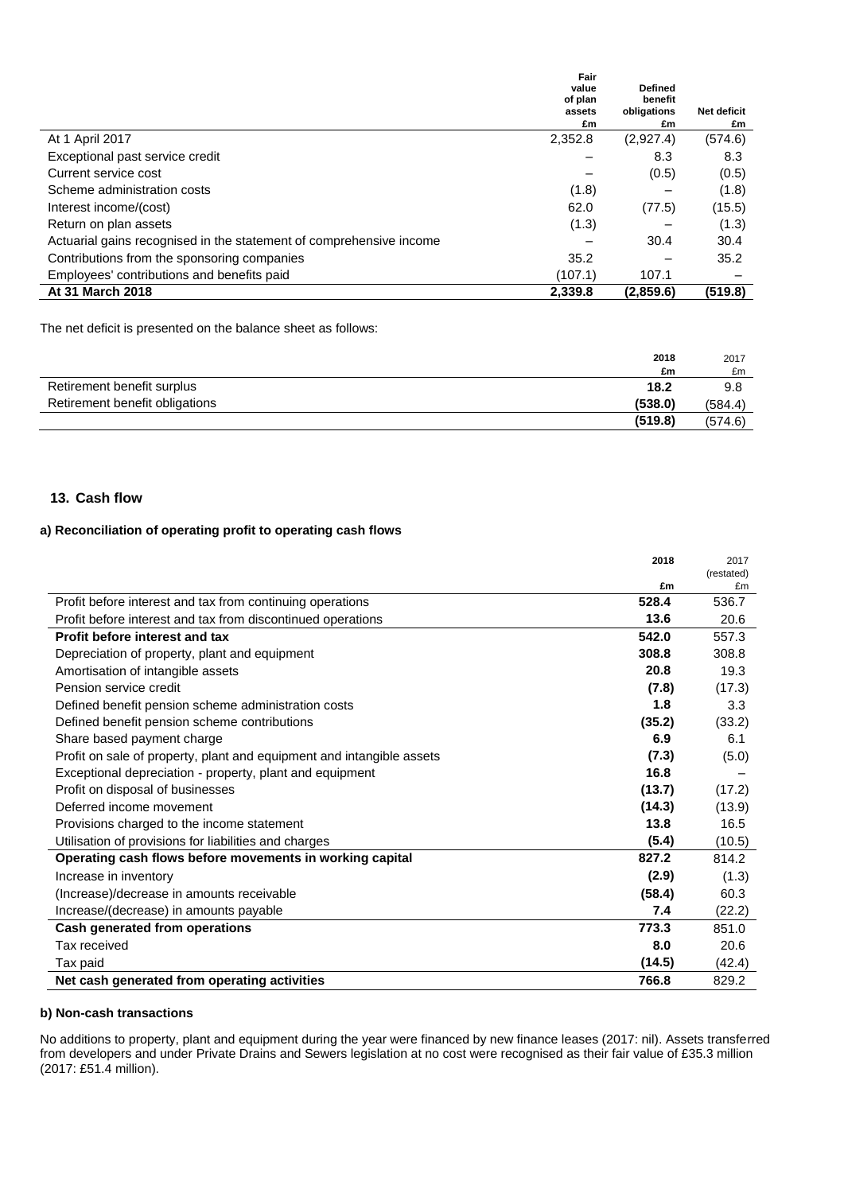| | Fair value of plan assets £m | Defined benefit obligations £m | Net deficit £m |
|---|---|---|---|
| At 1 April 2017 | 2,352.8 | (2,927.4) | (574.6) |
| Exceptional past service credit | – | 8.3 | 8.3 |
| Current service cost | – | (0.5) | (0.5) |
| Scheme administration costs | (1.8) | – | (1.8) |
| Interest income/(cost) | 62.0 | (77.5) | (15.5) |
| Return on plan assets | (1.3) | – | (1.3) |
| Actuarial gains recognised in the statement of comprehensive income | – | 30.4 | 30.4 |
| Contributions from the sponsoring companies | 35.2 | – | 35.2 |
| Employees' contributions and benefits paid | (107.1) | 107.1 | – |
| **At 31 March 2018** | **2,339.8** | **(2,859.6)** | **(519.8)** |

The net deficit is presented on the balance sheet as follows:

| | 2018 £m | 2017 £m |
|---|---|---|
| Retirement benefit surplus | **18.2** | 9.8 |
| Retirement benefit obligations | **(538.0)** | (584.4) |
| | **(519.8)** | (574.6) |

## 13. Cash flow

### a) Reconciliation of operating profit to operating cash flows

| | 2018 £m | 2017 (restated) £m |
|---|---|---|
| Profit before interest and tax from continuing operations | **528.4** | 536.7 |
| Profit before interest and tax from discontinued operations | **13.6** | 20.6 |
| **Profit before interest and tax** | **542.0** | 557.3 |
| Depreciation of property, plant and equipment | **308.8** | 308.8 |
| Amortisation of intangible assets | **20.8** | 19.3 |
| Pension service credit | **(7.8)** | (17.3) |
| Defined benefit pension scheme administration costs | **1.8** | 3.3 |
| Defined benefit pension scheme contributions | **(35.2)** | (33.2) |
| Share based payment charge | **6.9** | 6.1 |
| Profit on sale of property, plant and equipment and intangible assets | **(7.3)** | (5.0) |
| Exceptional depreciation - property, plant and equipment | **16.8** | – |
| Profit on disposal of businesses | **(13.7)** | (17.2) |
| Deferred income movement | **(14.3)** | (13.9) |
| Provisions charged to the income statement | **13.8** | 16.5 |
| Utilisation of provisions for liabilities and charges | **(5.4)** | (10.5) |
| **Operating cash flows before movements in working capital** | **827.2** | 814.2 |
| Increase in inventory | **(2.9)** | (1.3) |
| (Increase)/decrease in amounts receivable | **(58.4)** | 60.3 |
| Increase/(decrease) in amounts payable | **7.4** | (22.2) |
| **Cash generated from operations** | **773.3** | 851.0 |
| Tax received | **8.0** | 20.6 |
| Tax paid | **(14.5)** | (42.4) |
| **Net cash generated from operating activities** | **766.8** | 829.2 |

### b) Non-cash transactions

No additions to property, plant and equipment during the year were financed by new finance leases (2017: nil). Assets transferred from developers and under Private Drains and Sewers legislation at no cost were recognised as their fair value of £35.3 million (2017: £51.4 million).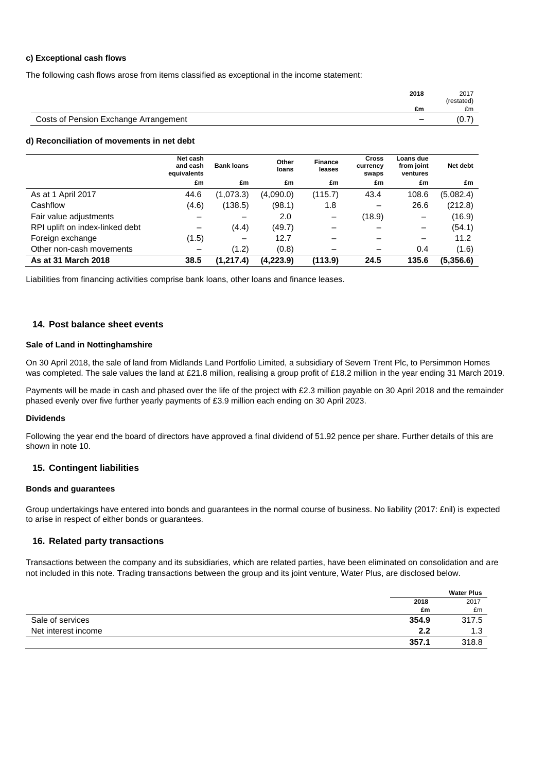**c) Exceptional cash flows**

The following cash flows arose from items classified as exceptional in the income statement:

| | 2018 | 2017 (restated) |
|---|---|---|
| | £m | £m |
| Costs of Pension Exchange Arrangement | – | (0.7) |

**d) Reconciliation of movements in net debt**

| | Net cash and cash equivalents | Bank loans | Other loans | Finance leases | Cross currency swaps | Loans due from joint ventures | Net debt |
|---|---|---|---|---|---|---|---|
| | £m | £m | £m | £m | £m | £m | £m |
| As at 1 April 2017 | 44.6 | (1,073.3) | (4,090.0) | (115.7) | 43.4 | 108.6 | (5,082.4) |
| Cashflow | (4.6) | (138.5) | (98.1) | 1.8 | – | 26.6 | (212.8) |
| Fair value adjustments | – | – | 2.0 | – | (18.9) | – | (16.9) |
| RPI uplift on index-linked debt | – | (4.4) | (49.7) | – | – | – | (54.1) |
| Foreign exchange | (1.5) | – | 12.7 | – | – | – | 11.2 |
| Other non-cash movements | – | (1.2) | (0.8) | – | – | 0.4 | (1.6) |
| **As at 31 March 2018** | **38.5** | **(1,217.4)** | **(4,223.9)** | **(113.9)** | **24.5** | **135.6** | **(5,356.6)** |

Liabilities from financing activities comprise bank loans, other loans and finance leases.

## 14. Post balance sheet events

**Sale of Land in Nottinghamshire**

On 30 April 2018, the sale of land from Midlands Land Portfolio Limited, a subsidiary of Severn Trent Plc, to Persimmon Homes was completed. The sale values the land at £21.8 million, realising a group profit of £18.2 million in the year ending 31 March 2019.

Payments will be made in cash and phased over the life of the project with £2.3 million payable on 30 April 2018 and the remainder phased evenly over five further yearly payments of £3.9 million each ending on 30 April 2023.

**Dividends**

Following the year end the board of directors have approved a final dividend of 51.92 pence per share. Further details of this are shown in note 10.

## 15. Contingent liabilities

**Bonds and guarantees**

Group undertakings have entered into bonds and guarantees in the normal course of business. No liability (2017: £nil) is expected to arise in respect of either bonds or guarantees.

## 16. Related party transactions

Transactions between the company and its subsidiaries, which are related parties, have been eliminated on consolidation and are not included in this note. Trading transactions between the group and its joint venture, Water Plus, are disclosed below.

| | Water Plus | |
|---|---|---|
| | 2018 | 2017 |
| | £m | £m |
| Sale of services | 354.9 | 317.5 |
| Net interest income | 2.2 | 1.3 |
| | **357.1** | 318.8 |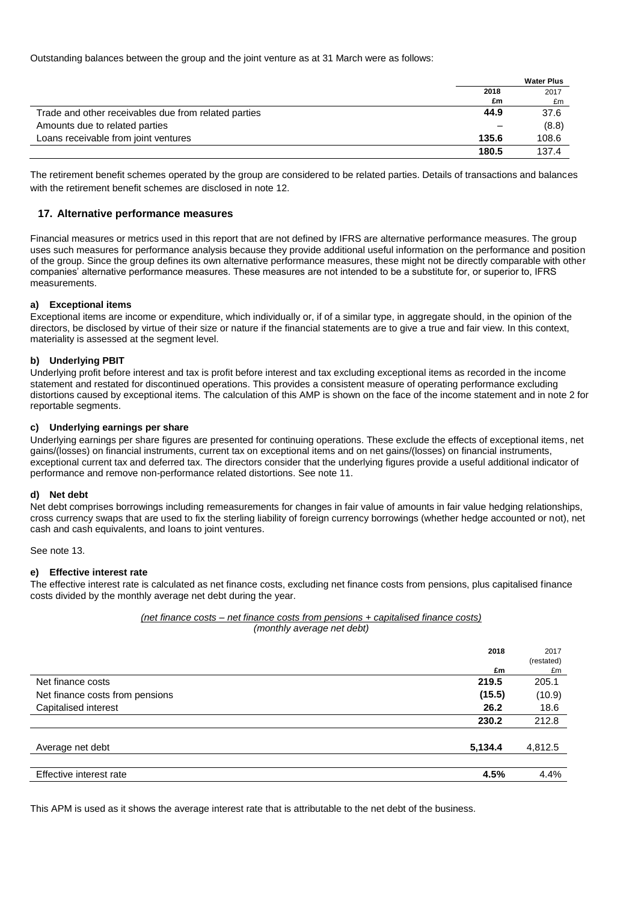Outstanding balances between the group and the joint venture as at 31 March were as follows:

| | Water Plus | |
|---|---|---|
| | **2018** | 2017 |
| | **£m** | £m |
| Trade and other receivables due from related parties | **44.9** | 37.6 |
| Amounts due to related parties | **–** | (8.8) |
| Loans receivable from joint ventures | **135.6** | 108.6 |
| | **180.5** | 137.4 |

The retirement benefit schemes operated by the group are considered to be related parties. Details of transactions and balances with the retirement benefit schemes are disclosed in note 12.

## 17. Alternative performance measures

Financial measures or metrics used in this report that are not defined by IFRS are alternative performance measures. The group uses such measures for performance analysis because they provide additional useful information on the performance and position of the group. Since the group defines its own alternative performance measures, these might not be directly comparable with other companies' alternative performance measures. These measures are not intended to be a substitute for, or superior to, IFRS measurements.

### a) Exceptional items

Exceptional items are income or expenditure, which individually or, if of a similar type, in aggregate should, in the opinion of the directors, be disclosed by virtue of their size or nature if the financial statements are to give a true and fair view. In this context, materiality is assessed at the segment level.

### b) Underlying PBIT

Underlying profit before interest and tax is profit before interest and tax excluding exceptional items as recorded in the income statement and restated for discontinued operations. This provides a consistent measure of operating performance excluding distortions caused by exceptional items. The calculation of this AMP is shown on the face of the income statement and in note 2 for reportable segments.

### c) Underlying earnings per share

Underlying earnings per share figures are presented for continuing operations. These exclude the effects of exceptional items, net gains/(losses) on financial instruments, current tax on exceptional items and on net gains/(losses) on financial instruments, exceptional current tax and deferred tax. The directors consider that the underlying figures provide a useful additional indicator of performance and remove non-performance related distortions. See note 11.

### d) Net debt

Net debt comprises borrowings including remeasurements for changes in fair value of amounts in fair value hedging relationships, cross currency swaps that are used to fix the sterling liability of foreign currency borrowings (whether hedge accounted or not), net cash and cash equivalents, and loans to joint ventures.

See note 13.

### e) Effective interest rate

The effective interest rate is calculated as net finance costs, excluding net finance costs from pensions, plus capitalised finance costs divided by the monthly average net debt during the year.

*(net finance costs – net finance costs from pensions + capitalised finance costs)*
*(monthly average net debt)*

| | 2018 | 2017 (restated) |
|---|---|---|
| | **£m** | £m |
| Net finance costs | **219.5** | 205.1 |
| Net finance costs from pensions | **(15.5)** | (10.9) |
| Capitalised interest | **26.2** | 18.6 |
| | **230.2** | 212.8 |
| | | |
| Average net debt | **5,134.4** | 4,812.5 |
| | | |
| Effective interest rate | **4.5%** | 4.4% |

This APM is used as it shows the average interest rate that is attributable to the net debt of the business.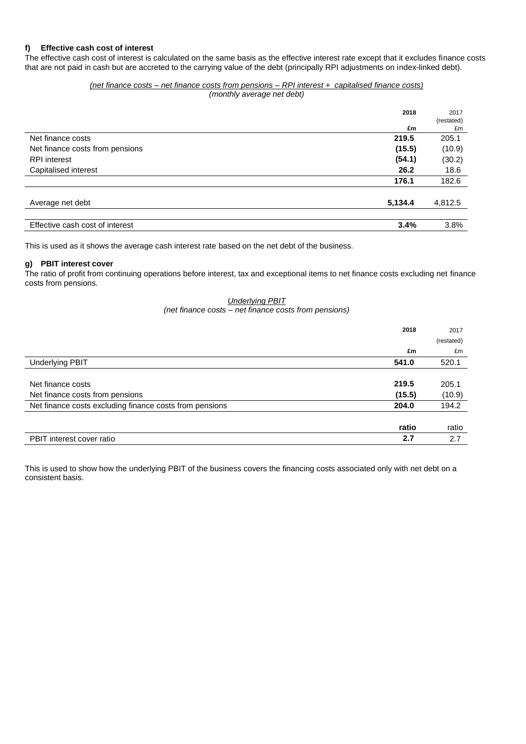### f) Effective cash cost of interest

The effective cash cost of interest is calculated on the same basis as the effective interest rate except that it excludes finance costs that are not paid in cash but are accreted to the carrying value of the debt (principally RPI adjustments on index-linked debt).

*(net finance costs – net finance costs from pensions – RPI interest + capitalised finance costs)*
*(monthly average net debt)*

| | 2018 £m | 2017 (restated) £m |
|---|---|---|
| Net finance costs | **219.5** | 205.1 |
| Net finance costs from pensions | **(15.5)** | (10.9) |
| RPI interest | **(54.1)** | (30.2) |
| Capitalised interest | **26.2** | 18.6 |
| | **176.1** | 182.6 |
| Average net debt | **5,134.4** | 4,812.5 |
| Effective cash cost of interest | **3.4%** | 3.8% |

This is used as it shows the average cash interest rate based on the net debt of the business.

### g) PBIT interest cover

The ratio of profit from continuing operations before interest, tax and exceptional items to net finance costs excluding net finance costs from pensions.

*Underlying PBIT*
*(net finance costs – net finance costs from pensions)*

| | 2018 £m | 2017 (restated) £m |
|---|---|---|
| Underlying PBIT | **541.0** | 520.1 |
| Net finance costs | **219.5** | 205.1 |
| Net finance costs from pensions | **(15.5)** | (10.9) |
| Net finance costs excluding finance costs from pensions | **204.0** | 194.2 |
| | **ratio** | ratio |
| PBIT interest cover ratio | **2.7** | 2.7 |

This is used to show how the underlying PBIT of the business covers the financing costs associated only with net debt on a consistent basis.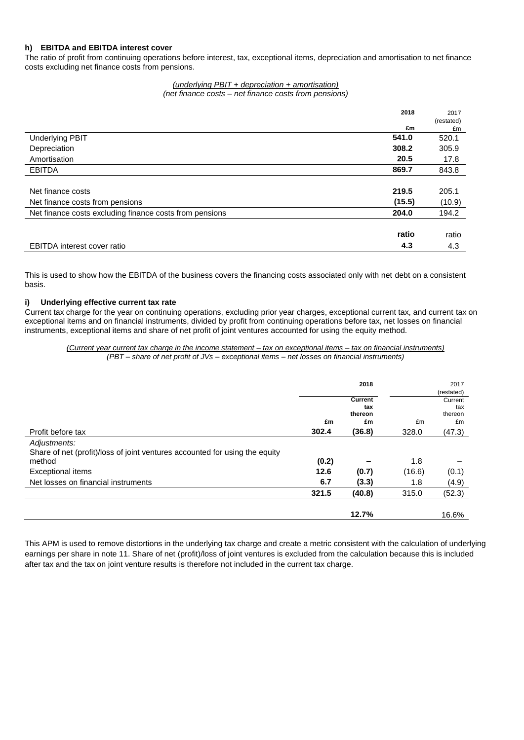### h) EBITDA and EBITDA interest cover

The ratio of profit from continuing operations before interest, tax, exceptional items, depreciation and amortisation to net finance costs excluding net finance costs from pensions.

*(underlying PBIT + depreciation + amortisation)*
*(net finance costs – net finance costs from pensions)*

| | 2018 £m | 2017 (restated) £m |
|---|---|---|
| Underlying PBIT | **541.0** | 520.1 |
| Depreciation | **308.2** | 305.9 |
| Amortisation | **20.5** | 17.8 |
| EBITDA | **869.7** | 843.8 |
| | | |
| Net finance costs | **219.5** | 205.1 |
| Net finance costs from pensions | **(15.5)** | (10.9) |
| Net finance costs excluding finance costs from pensions | **204.0** | 194.2 |
| | **ratio** | ratio |
| EBITDA interest cover ratio | **4.3** | 4.3 |

This is used to show how the EBITDA of the business covers the financing costs associated only with net debt on a consistent basis.

### i) Underlying effective current tax rate

Current tax charge for the year on continuing operations, excluding prior year charges, exceptional current tax, and current tax on exceptional items and on financial instruments, divided by profit from continuing operations before tax, net losses on financial instruments, exceptional items and share of net profit of joint ventures accounted for using the equity method.

*(Current year current tax charge in the income statement – tax on exceptional items – tax on financial instruments)*
*(PBT – share of net profit of JVs – exceptional items – net losses on financial instruments)*

| | 2018 £m | 2018 Current tax thereon £m | 2017 (restated) £m | 2017 (restated) Current tax thereon £m |
|---|---|---|---|---|
| Profit before tax | **302.4** | **(36.8)** | 328.0 | (47.3) |
| *Adjustments:* | | | | |
| Share of net (profit)/loss of joint ventures accounted for using the equity method | **(0.2)** | **–** | 1.8 | – |
| Exceptional items | **12.6** | **(0.7)** | (16.6) | (0.1) |
| Net losses on financial instruments | **6.7** | **(3.3)** | 1.8 | (4.9) |
| | **321.5** | **(40.8)** | 315.0 | (52.3) |
| | | **12.7%** | | 16.6% |

This APM is used to remove distortions in the underlying tax charge and create a metric consistent with the calculation of underlying earnings per share in note 11. Share of net (profit)/loss of joint ventures is excluded from the calculation because this is included after tax and the tax on joint venture results is therefore not included in the current tax charge.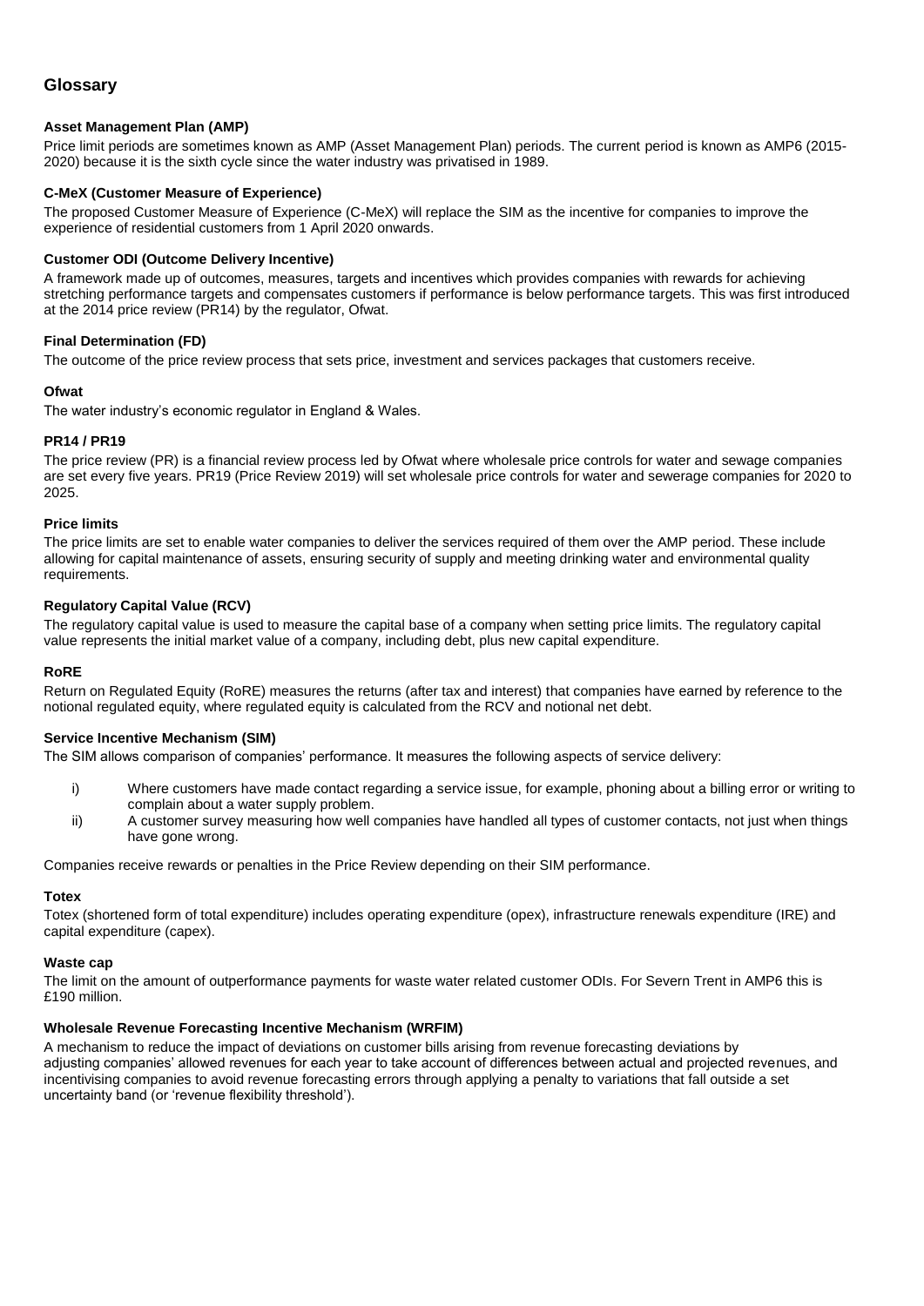## Glossary

**Asset Management Plan (AMP)**

Price limit periods are sometimes known as AMP (Asset Management Plan) periods. The current period is known as AMP6 (2015-2020) because it is the sixth cycle since the water industry was privatised in 1989.

**C-MeX (Customer Measure of Experience)**

The proposed Customer Measure of Experience (C-MeX) will replace the SIM as the incentive for companies to improve the experience of residential customers from 1 April 2020 onwards.

**Customer ODI (Outcome Delivery Incentive)**

A framework made up of outcomes, measures, targets and incentives which provides companies with rewards for achieving stretching performance targets and compensates customers if performance is below performance targets. This was first introduced at the 2014 price review (PR14) by the regulator, Ofwat.

**Final Determination (FD)**

The outcome of the price review process that sets price, investment and services packages that customers receive.

**Ofwat**

The water industry's economic regulator in England & Wales.

**PR14 / PR19**

The price review (PR) is a financial review process led by Ofwat where wholesale price controls for water and sewage companies are set every five years. PR19 (Price Review 2019) will set wholesale price controls for water and sewerage companies for 2020 to 2025.

**Price limits**

The price limits are set to enable water companies to deliver the services required of them over the AMP period. These include allowing for capital maintenance of assets, ensuring security of supply and meeting drinking water and environmental quality requirements.

**Regulatory Capital Value (RCV)**

The regulatory capital value is used to measure the capital base of a company when setting price limits. The regulatory capital value represents the initial market value of a company, including debt, plus new capital expenditure.

**RoRE**

Return on Regulated Equity (RoRE) measures the returns (after tax and interest) that companies have earned by reference to the notional regulated equity, where regulated equity is calculated from the RCV and notional net debt.

**Service Incentive Mechanism (SIM)**

The SIM allows comparison of companies' performance. It measures the following aspects of service delivery:

i) Where customers have made contact regarding a service issue, for example, phoning about a billing error or writing to complain about a water supply problem.

ii) A customer survey measuring how well companies have handled all types of customer contacts, not just when things have gone wrong.

Companies receive rewards or penalties in the Price Review depending on their SIM performance.

**Totex**

Totex (shortened form of total expenditure) includes operating expenditure (opex), infrastructure renewals expenditure (IRE) and capital expenditure (capex).

**Waste cap**

The limit on the amount of outperformance payments for waste water related customer ODIs. For Severn Trent in AMP6 this is £190 million.

**Wholesale Revenue Forecasting Incentive Mechanism (WRFIM)**

A mechanism to reduce the impact of deviations on customer bills arising from revenue forecasting deviations by adjusting companies' allowed revenues for each year to take account of differences between actual and projected revenues, and incentivising companies to avoid revenue forecasting errors through applying a penalty to variations that fall outside a set uncertainty band (or 'revenue flexibility threshold').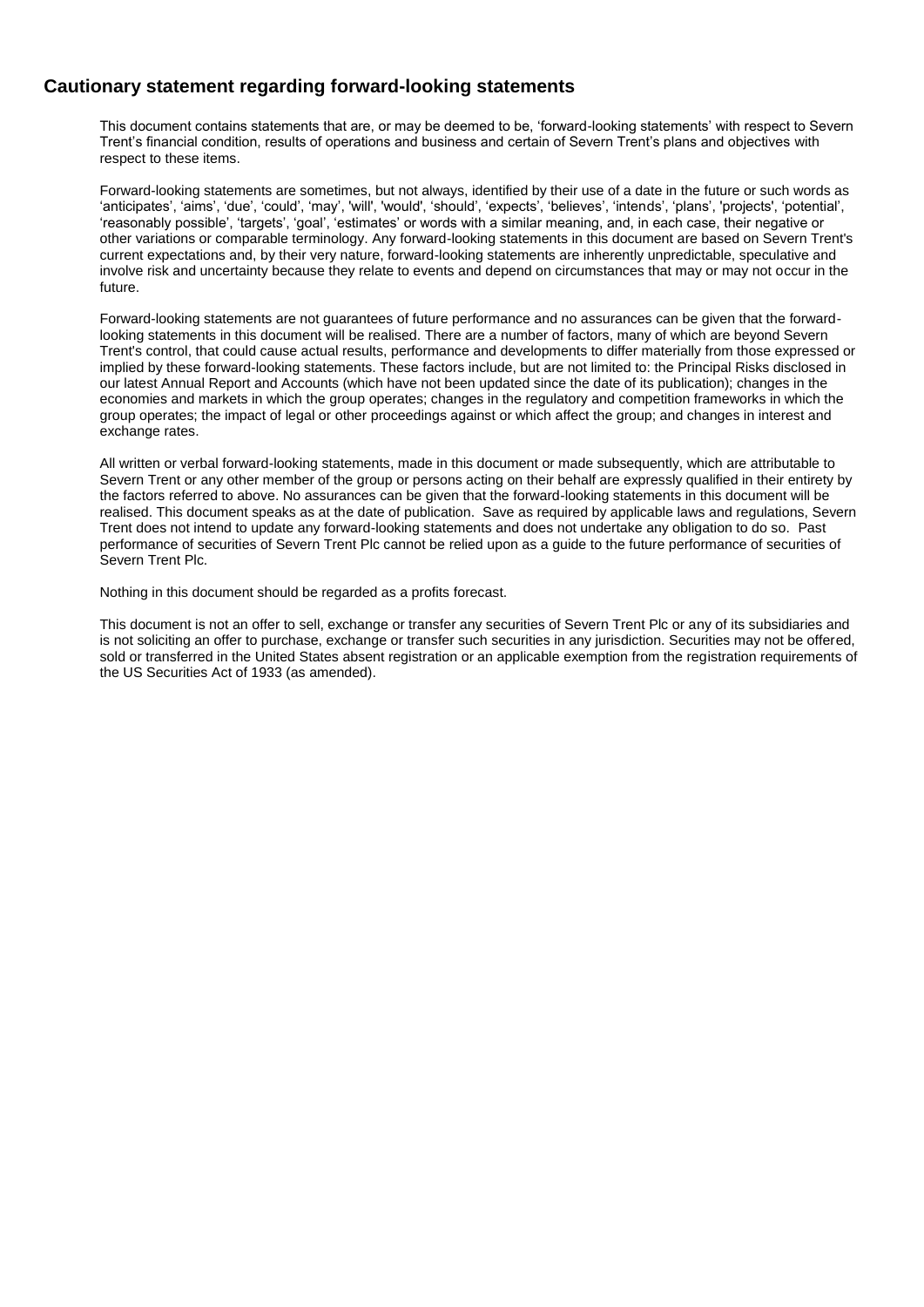## Cautionary statement regarding forward-looking statements

This document contains statements that are, or may be deemed to be, 'forward-looking statements' with respect to Severn Trent's financial condition, results of operations and business and certain of Severn Trent's plans and objectives with respect to these items.

Forward-looking statements are sometimes, but not always, identified by their use of a date in the future or such words as 'anticipates', 'aims', 'due', 'could', 'may', 'will', 'would', 'should', 'expects', 'believes', 'intends', 'plans', 'projects', 'potential', 'reasonably possible', 'targets', 'goal', 'estimates' or words with a similar meaning, and, in each case, their negative or other variations or comparable terminology. Any forward-looking statements in this document are based on Severn Trent's current expectations and, by their very nature, forward-looking statements are inherently unpredictable, speculative and involve risk and uncertainty because they relate to events and depend on circumstances that may or may not occur in the future.

Forward-looking statements are not guarantees of future performance and no assurances can be given that the forward-looking statements in this document will be realised. There are a number of factors, many of which are beyond Severn Trent's control, that could cause actual results, performance and developments to differ materially from those expressed or implied by these forward-looking statements. These factors include, but are not limited to: the Principal Risks disclosed in our latest Annual Report and Accounts (which have not been updated since the date of its publication); changes in the economies and markets in which the group operates; changes in the regulatory and competition frameworks in which the group operates; the impact of legal or other proceedings against or which affect the group; and changes in interest and exchange rates.

All written or verbal forward-looking statements, made in this document or made subsequently, which are attributable to Severn Trent or any other member of the group or persons acting on their behalf are expressly qualified in their entirety by the factors referred to above. No assurances can be given that the forward-looking statements in this document will be realised. This document speaks as at the date of publication. Save as required by applicable laws and regulations, Severn Trent does not intend to update any forward-looking statements and does not undertake any obligation to do so. Past performance of securities of Severn Trent Plc cannot be relied upon as a guide to the future performance of securities of Severn Trent Plc.

Nothing in this document should be regarded as a profits forecast.

This document is not an offer to sell, exchange or transfer any securities of Severn Trent Plc or any of its subsidiaries and is not soliciting an offer to purchase, exchange or transfer such securities in any jurisdiction. Securities may not be offered, sold or transferred in the United States absent registration or an applicable exemption from the registration requirements of the US Securities Act of 1933 (as amended).